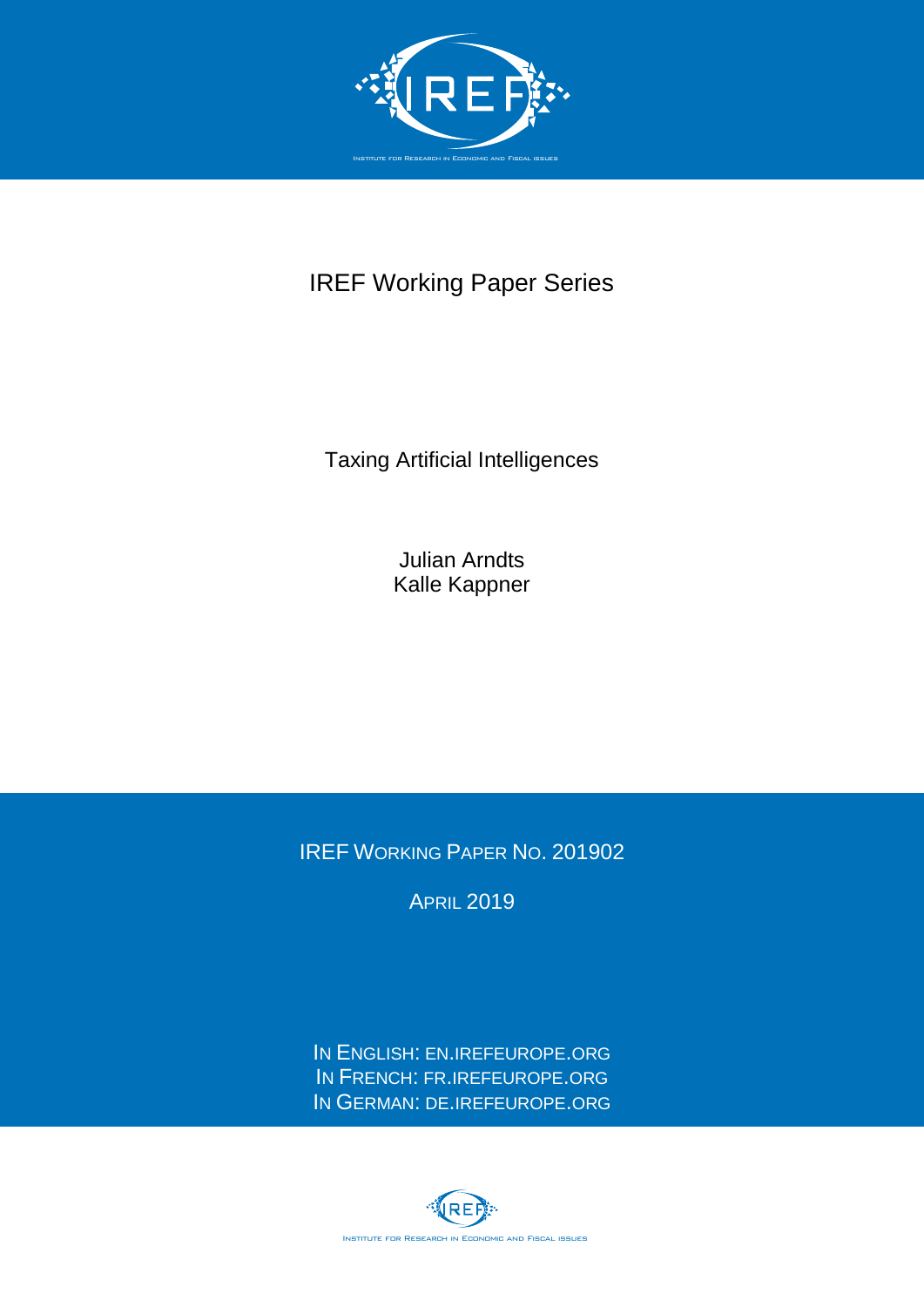IREF

INSTITUTE FOR RESEARCH IN ECONOMIC AND FISCAL ISSUES

# IREF Working Paper Series

## Taxing Artificial Intelligences

Julian Arndts
Kalle Kappner

IREF WORKING PAPER NO. 201902

APRIL 2019

IN ENGLISH: EN.IREFEUROPE.ORG
IN FRENCH: FR.IREFEUROPE.ORG
IN GERMAN: DE.IREFEUROPE.ORG

INSTITUTE FOR RESEARCH IN ECONOMIC AND FISCAL ISSUES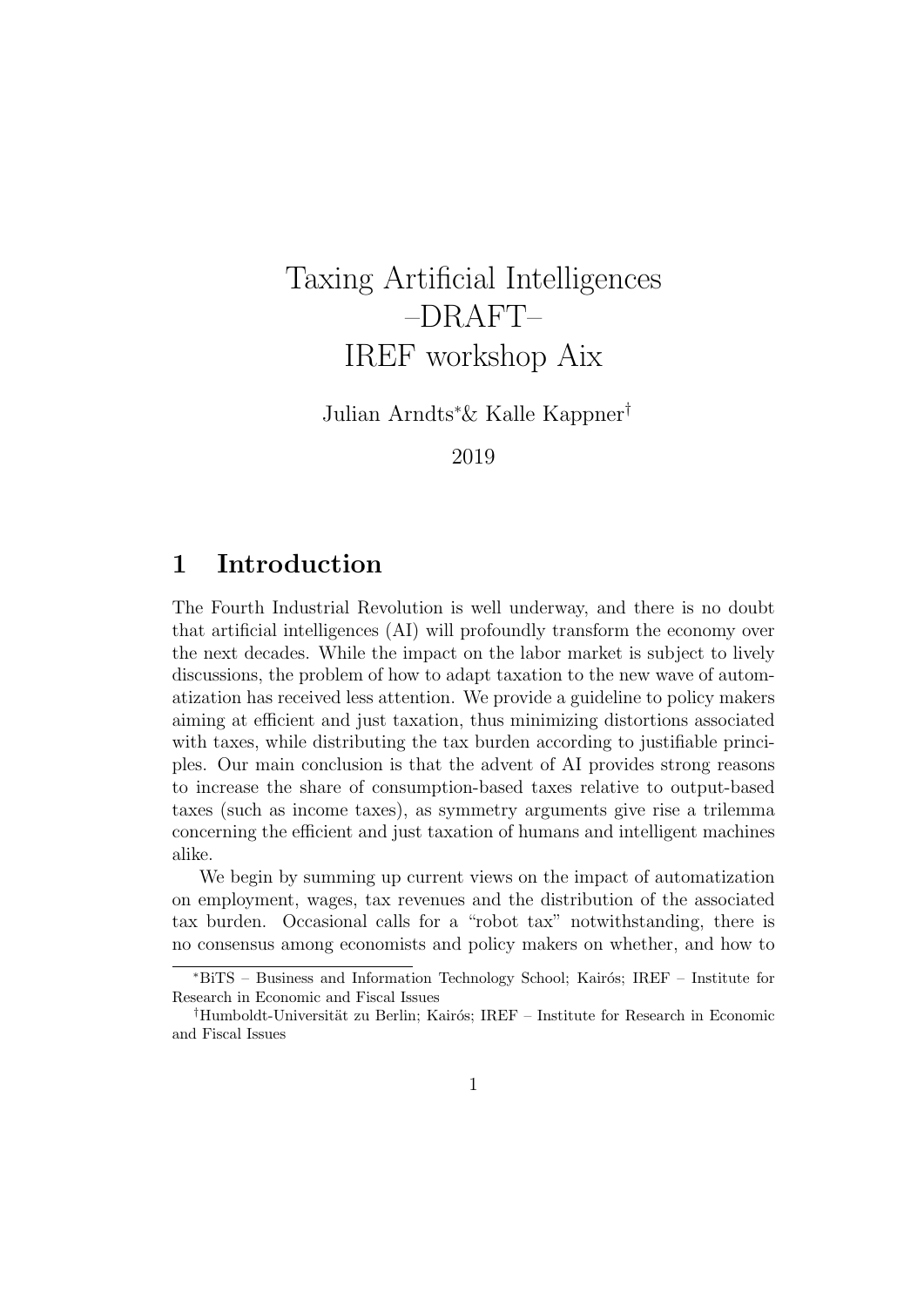# Taxing Artificial Intelligences –DRAFT– IREF workshop Aix

Julian Arndts[*] & Kalle Kappner[†]

2019

## 1 Introduction

The Fourth Industrial Revolution is well underway, and there is no doubt that artificial intelligences (AI) will profoundly transform the economy over the next decades. While the impact on the labor market is subject to lively discussions, the problem of how to adapt taxation to the new wave of automatization has received less attention. We provide a guideline to policy makers aiming at efficient and just taxation, thus minimizing distortions associated with taxes, while distributing the tax burden according to justifiable principles. Our main conclusion is that the advent of AI provides strong reasons to increase the share of consumption-based taxes relative to output-based taxes (such as income taxes), as symmetry arguments give rise a trilemma concerning the efficient and just taxation of humans and intelligent machines alike.

We begin by summing up current views on the impact of automatization on employment, wages, tax revenues and the distribution of the associated tax burden. Occasional calls for a "robot tax" notwithstanding, there is no consensus among economists and policy makers on whether, and how to

[*]BiTS – Business and Information Technology School; Kairós; IREF – Institute for Research in Economic and Fiscal Issues

[†]Humboldt-Universität zu Berlin; Kairós; IREF – Institute for Research in Economic and Fiscal Issues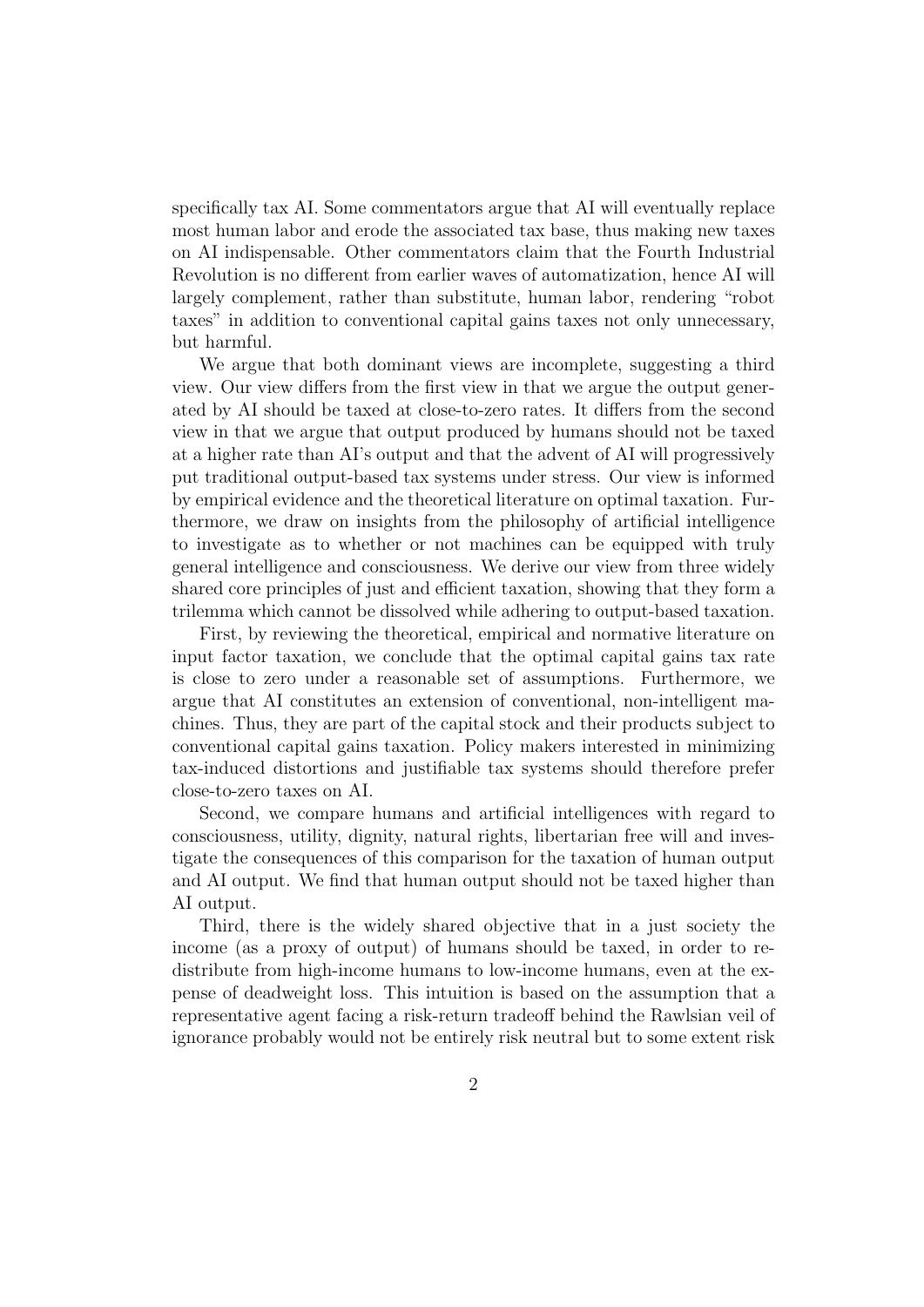specifically tax AI. Some commentators argue that AI will eventually replace most human labor and erode the associated tax base, thus making new taxes on AI indispensable. Other commentators claim that the Fourth Industrial Revolution is no different from earlier waves of automatization, hence AI will largely complement, rather than substitute, human labor, rendering "robot taxes" in addition to conventional capital gains taxes not only unnecessary, but harmful.

We argue that both dominant views are incomplete, suggesting a third view. Our view differs from the first view in that we argue the output generated by AI should be taxed at close-to-zero rates. It differs from the second view in that we argue that output produced by humans should not be taxed at a higher rate than AI's output and that the advent of AI will progressively put traditional output-based tax systems under stress. Our view is informed by empirical evidence and the theoretical literature on optimal taxation. Furthermore, we draw on insights from the philosophy of artificial intelligence to investigate as to whether or not machines can be equipped with truly general intelligence and consciousness. We derive our view from three widely shared core principles of just and efficient taxation, showing that they form a trilemma which cannot be dissolved while adhering to output-based taxation.

First, by reviewing the theoretical, empirical and normative literature on input factor taxation, we conclude that the optimal capital gains tax rate is close to zero under a reasonable set of assumptions. Furthermore, we argue that AI constitutes an extension of conventional, non-intelligent machines. Thus, they are part of the capital stock and their products subject to conventional capital gains taxation. Policy makers interested in minimizing tax-induced distortions and justifiable tax systems should therefore prefer close-to-zero taxes on AI.

Second, we compare humans and artificial intelligences with regard to consciousness, utility, dignity, natural rights, libertarian free will and investigate the consequences of this comparison for the taxation of human output and AI output. We find that human output should not be taxed higher than AI output.

Third, there is the widely shared objective that in a just society the income (as a proxy of output) of humans should be taxed, in order to redistribute from high-income humans to low-income humans, even at the expense of deadweight loss. This intuition is based on the assumption that a representative agent facing a risk-return tradeoff behind the Rawlsian veil of ignorance probably would not be entirely risk neutral but to some extent risk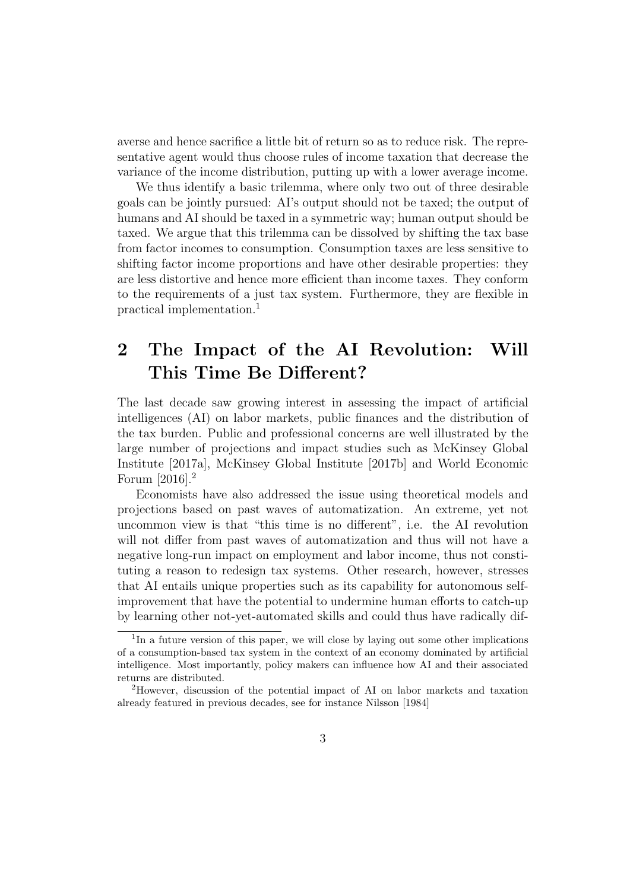averse and hence sacrifice a little bit of return so as to reduce risk. The representative agent would thus choose rules of income taxation that decrease the variance of the income distribution, putting up with a lower average income.

We thus identify a basic trilemma, where only two out of three desirable goals can be jointly pursued: AI's output should not be taxed; the output of humans and AI should be taxed in a symmetric way; human output should be taxed. We argue that this trilemma can be dissolved by shifting the tax base from factor incomes to consumption. Consumption taxes are less sensitive to shifting factor income proportions and have other desirable properties: they are less distortive and hence more efficient than income taxes. They conform to the requirements of a just tax system. Furthermore, they are flexible in practical implementation.[1]

## 2 The Impact of the AI Revolution: Will This Time Be Different?

The last decade saw growing interest in assessing the impact of artificial intelligences (AI) on labor markets, public finances and the distribution of the tax burden. Public and professional concerns are well illustrated by the large number of projections and impact studies such as McKinsey Global Institute [2017a], McKinsey Global Institute [2017b] and World Economic Forum [2016].[2]

Economists have also addressed the issue using theoretical models and projections based on past waves of automatization. An extreme, yet not uncommon view is that "this time is no different", i.e. the AI revolution will not differ from past waves of automatization and thus will not have a negative long-run impact on employment and labor income, thus not constituting a reason to redesign tax systems. Other research, however, stresses that AI entails unique properties such as its capability for autonomous self-improvement that have the potential to undermine human efforts to catch-up by learning other not-yet-automated skills and could thus have radically dif-

[1] In a future version of this paper, we will close by laying out some other implications of a consumption-based tax system in the context of an economy dominated by artificial intelligence. Most importantly, policy makers can influence how AI and their associated returns are distributed.

[2] However, discussion of the potential impact of AI on labor markets and taxation already featured in previous decades, see for instance Nilsson [1984]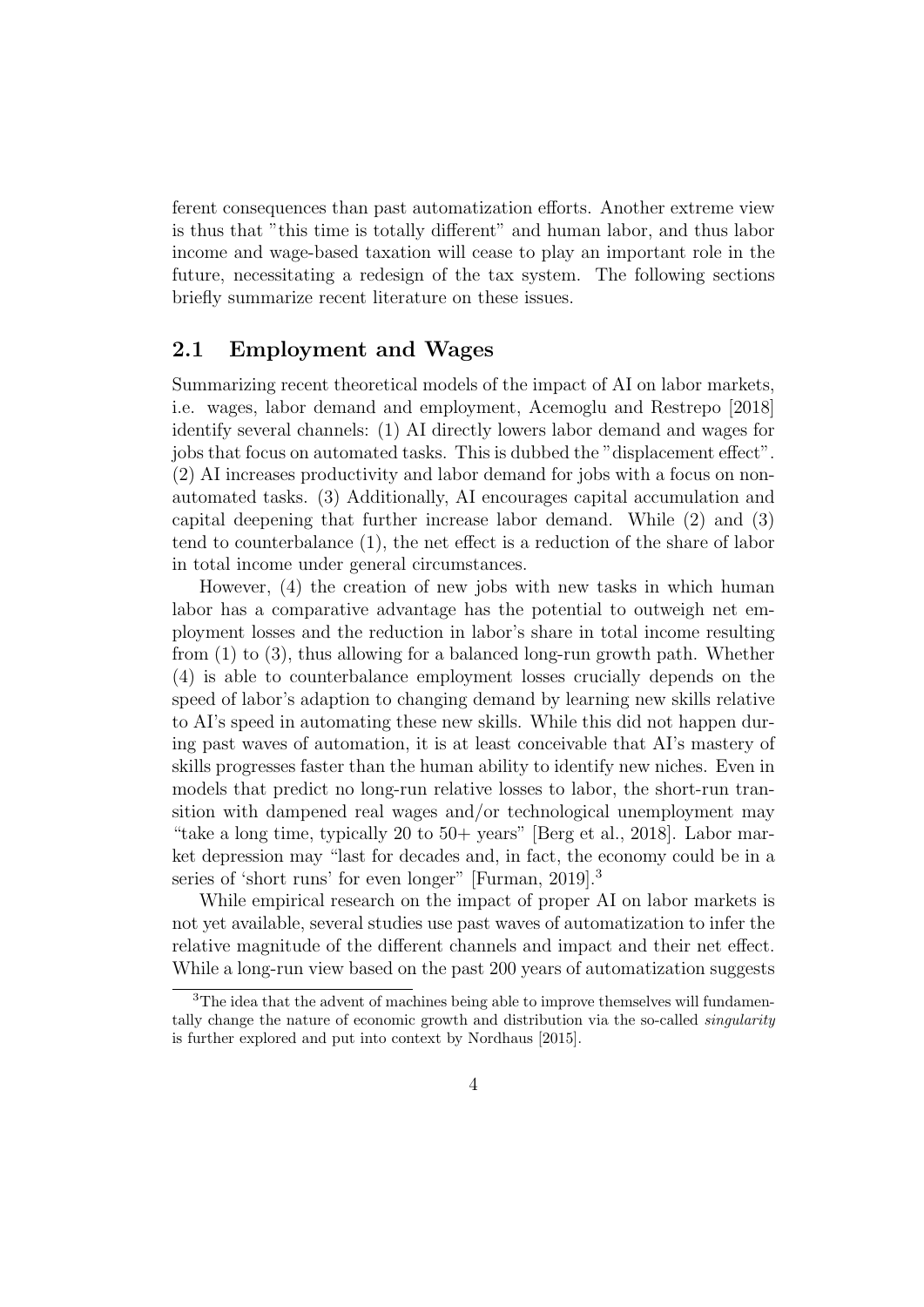ferent consequences than past automatization efforts. Another extreme view is thus that "this time is totally different" and human labor, and thus labor income and wage-based taxation will cease to play an important role in the future, necessitating a redesign of the tax system. The following sections briefly summarize recent literature on these issues.

## 2.1 Employment and Wages

Summarizing recent theoretical models of the impact of AI on labor markets, i.e. wages, labor demand and employment, Acemoglu and Restrepo [2018] identify several channels: (1) AI directly lowers labor demand and wages for jobs that focus on automated tasks. This is dubbed the "displacement effect". (2) AI increases productivity and labor demand for jobs with a focus on non-automated tasks. (3) Additionally, AI encourages capital accumulation and capital deepening that further increase labor demand. While (2) and (3) tend to counterbalance (1), the net effect is a reduction of the share of labor in total income under general circumstances.

However, (4) the creation of new jobs with new tasks in which human labor has a comparative advantage has the potential to outweigh net employment losses and the reduction in labor's share in total income resulting from (1) to (3), thus allowing for a balanced long-run growth path. Whether (4) is able to counterbalance employment losses crucially depends on the speed of labor's adaption to changing demand by learning new skills relative to AI's speed in automating these new skills. While this did not happen during past waves of automation, it is at least conceivable that AI's mastery of skills progresses faster than the human ability to identify new niches. Even in models that predict no long-run relative losses to labor, the short-run transition with dampened real wages and/or technological unemployment may "take a long time, typically 20 to 50+ years" [Berg et al., 2018]. Labor market depression may "last for decades and, in fact, the economy could be in a series of 'short runs' for even longer" [Furman, 2019].[3]

While empirical research on the impact of proper AI on labor markets is not yet available, several studies use past waves of automatization to infer the relative magnitude of the different channels and impact and their net effect. While a long-run view based on the past 200 years of automatization suggests

[3] The idea that the advent of machines being able to improve themselves will fundamentally change the nature of economic growth and distribution via the so-called *singularity* is further explored and put into context by Nordhaus [2015].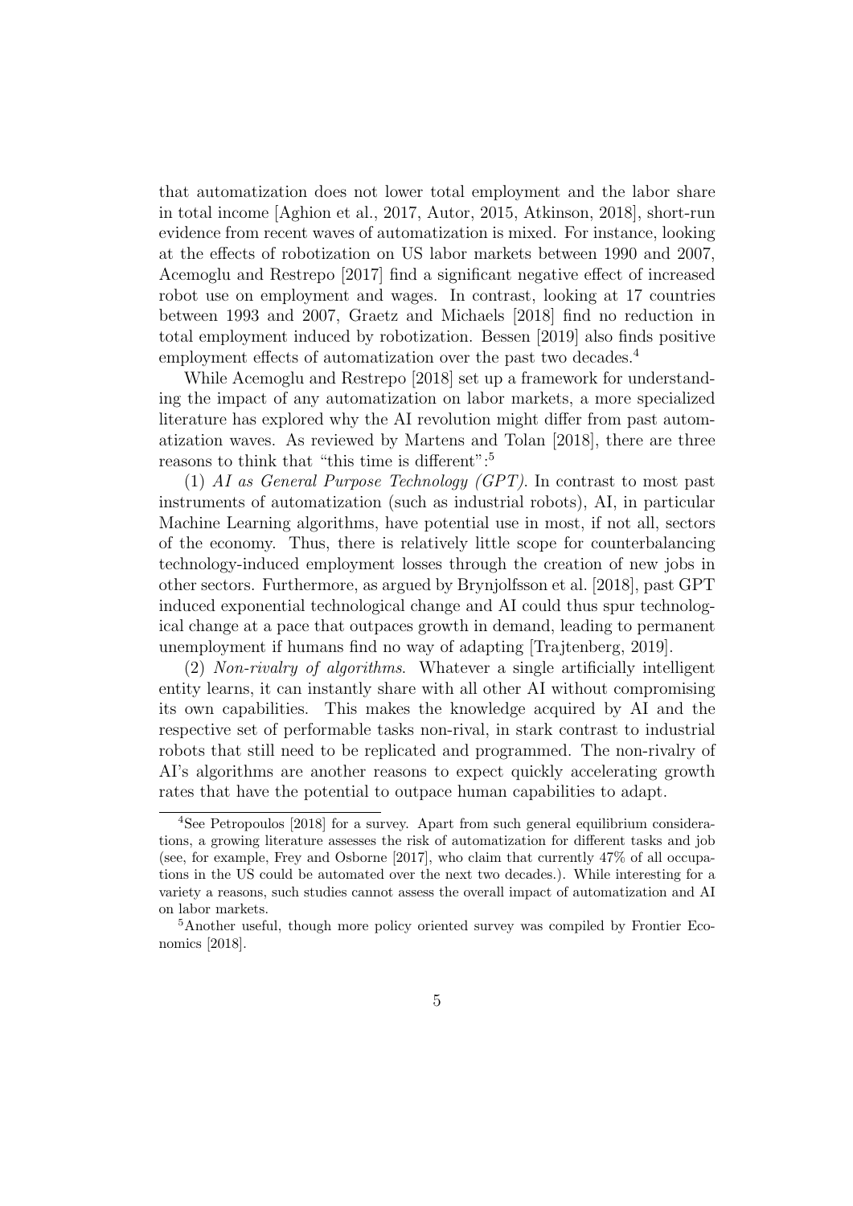that automatization does not lower total employment and the labor share in total income [Aghion et al., 2017, Autor, 2015, Atkinson, 2018], short-run evidence from recent waves of automatization is mixed. For instance, looking at the effects of robotization on US labor markets between 1990 and 2007, Acemoglu and Restrepo [2017] find a significant negative effect of increased robot use on employment and wages. In contrast, looking at 17 countries between 1993 and 2007, Graetz and Michaels [2018] find no reduction in total employment induced by robotization. Bessen [2019] also finds positive employment effects of automatization over the past two decades.[4]

While Acemoglu and Restrepo [2018] set up a framework for understanding the impact of any automatization on labor markets, a more specialized literature has explored why the AI revolution might differ from past automatization waves. As reviewed by Martens and Tolan [2018], there are three reasons to think that "this time is different":[5]

(1) *AI as General Purpose Technology (GPT)*. In contrast to most past instruments of automatization (such as industrial robots), AI, in particular Machine Learning algorithms, have potential use in most, if not all, sectors of the economy. Thus, there is relatively little scope for counterbalancing technology-induced employment losses through the creation of new jobs in other sectors. Furthermore, as argued by Brynjolfsson et al. [2018], past GPT induced exponential technological change and AI could thus spur technological change at a pace that outpaces growth in demand, leading to permanent unemployment if humans find no way of adapting [Trajtenberg, 2019].

(2) *Non-rivalry of algorithms*. Whatever a single artificially intelligent entity learns, it can instantly share with all other AI without compromising its own capabilities. This makes the knowledge acquired by AI and the respective set of performable tasks non-rival, in stark contrast to industrial robots that still need to be replicated and programmed. The non-rivalry of AI's algorithms are another reasons to expect quickly accelerating growth rates that have the potential to outpace human capabilities to adapt.

---

[4] See Petropoulos [2018] for a survey. Apart from such general equilibrium considerations, a growing literature assesses the risk of automatization for different tasks and job (see, for example, Frey and Osborne [2017], who claim that currently 47% of all occupations in the US could be automated over the next two decades.). While interesting for a variety a reasons, such studies cannot assess the overall impact of automatization and AI on labor markets.

[5] Another useful, though more policy oriented survey was compiled by Frontier Economics [2018].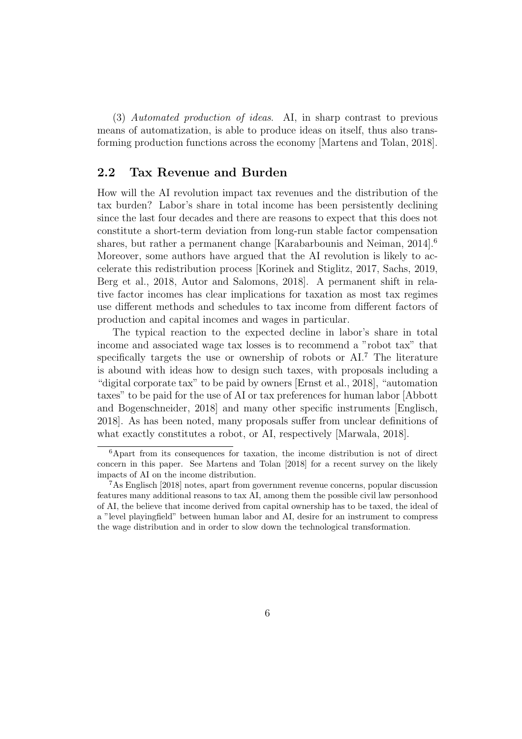(3) *Automated production of ideas*. AI, in sharp contrast to previous means of automatization, is able to produce ideas on itself, thus also transforming production functions across the economy [Martens and Tolan, 2018].

## 2.2 Tax Revenue and Burden

How will the AI revolution impact tax revenues and the distribution of the tax burden? Labor's share in total income has been persistently declining since the last four decades and there are reasons to expect that this does not constitute a short-term deviation from long-run stable factor compensation shares, but rather a permanent change [Karabarbounis and Neiman, 2014].[6] Moreover, some authors have argued that the AI revolution is likely to accelerate this redistribution process [Korinek and Stiglitz, 2017, Sachs, 2019, Berg et al., 2018, Autor and Salomons, 2018]. A permanent shift in relative factor incomes has clear implications for taxation as most tax regimes use different methods and schedules to tax income from different factors of production and capital incomes and wages in particular.

The typical reaction to the expected decline in labor's share in total income and associated wage tax losses is to recommend a "robot tax" that specifically targets the use or ownership of robots or AI.[7] The literature is abound with ideas how to design such taxes, with proposals including a "digital corporate tax" to be paid by owners [Ernst et al., 2018], "automation taxes" to be paid for the use of AI or tax preferences for human labor [Abbott and Bogenschneider, 2018] and many other specific instruments [Englisch, 2018]. As has been noted, many proposals suffer from unclear definitions of what exactly constitutes a robot, or AI, respectively [Marwala, 2018].

[6] Apart from its consequences for taxation, the income distribution is not of direct concern in this paper. See Martens and Tolan [2018] for a recent survey on the likely impacts of AI on the income distribution.

[7] As Englisch [2018] notes, apart from government revenue concerns, popular discussion features many additional reasons to tax AI, among them the possible civil law personhood of AI, the believe that income derived from capital ownership has to be taxed, the ideal of a "level playingfield" between human labor and AI, desire for an instrument to compress the wage distribution and in order to slow down the technological transformation.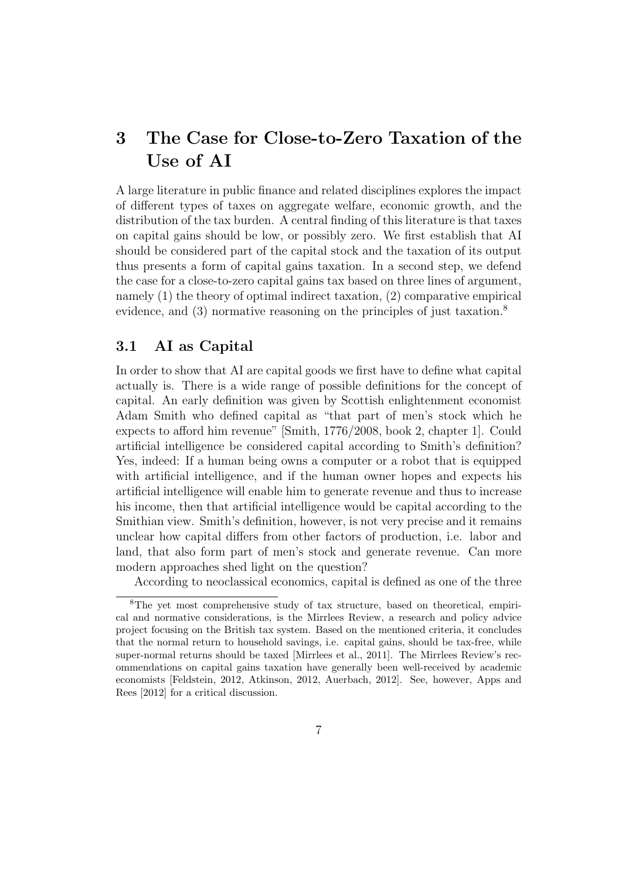# 3 The Case for Close-to-Zero Taxation of the Use of AI

A large literature in public finance and related disciplines explores the impact of different types of taxes on aggregate welfare, economic growth, and the distribution of the tax burden. A central finding of this literature is that taxes on capital gains should be low, or possibly zero. We first establish that AI should be considered part of the capital stock and the taxation of its output thus presents a form of capital gains taxation. In a second step, we defend the case for a close-to-zero capital gains tax based on three lines of argument, namely (1) the theory of optimal indirect taxation, (2) comparative empirical evidence, and (3) normative reasoning on the principles of just taxation.[8]

## 3.1 AI as Capital

In order to show that AI are capital goods we first have to define what capital actually is. There is a wide range of possible definitions for the concept of capital. An early definition was given by Scottish enlightenment economist Adam Smith who defined capital as "that part of men's stock which he expects to afford him revenue" [Smith, 1776/2008, book 2, chapter 1]. Could artificial intelligence be considered capital according to Smith's definition? Yes, indeed: If a human being owns a computer or a robot that is equipped with artificial intelligence, and if the human owner hopes and expects his artificial intelligence will enable him to generate revenue and thus to increase his income, then that artificial intelligence would be capital according to the Smithian view. Smith's definition, however, is not very precise and it remains unclear how capital differs from other factors of production, i.e. labor and land, that also form part of men's stock and generate revenue. Can more modern approaches shed light on the question?

According to neoclassical economics, capital is defined as one of the three

[8] The yet most comprehensive study of tax structure, based on theoretical, empirical and normative considerations, is the Mirrlees Review, a research and policy advice project focusing on the British tax system. Based on the mentioned criteria, it concludes that the normal return to household savings, i.e. capital gains, should be tax-free, while super-normal returns should be taxed [Mirrlees et al., 2011]. The Mirrlees Review's recommendations on capital gains taxation have generally been well-received by academic economists [Feldstein, 2012, Atkinson, 2012, Auerbach, 2012]. See, however, Apps and Rees [2012] for a critical discussion.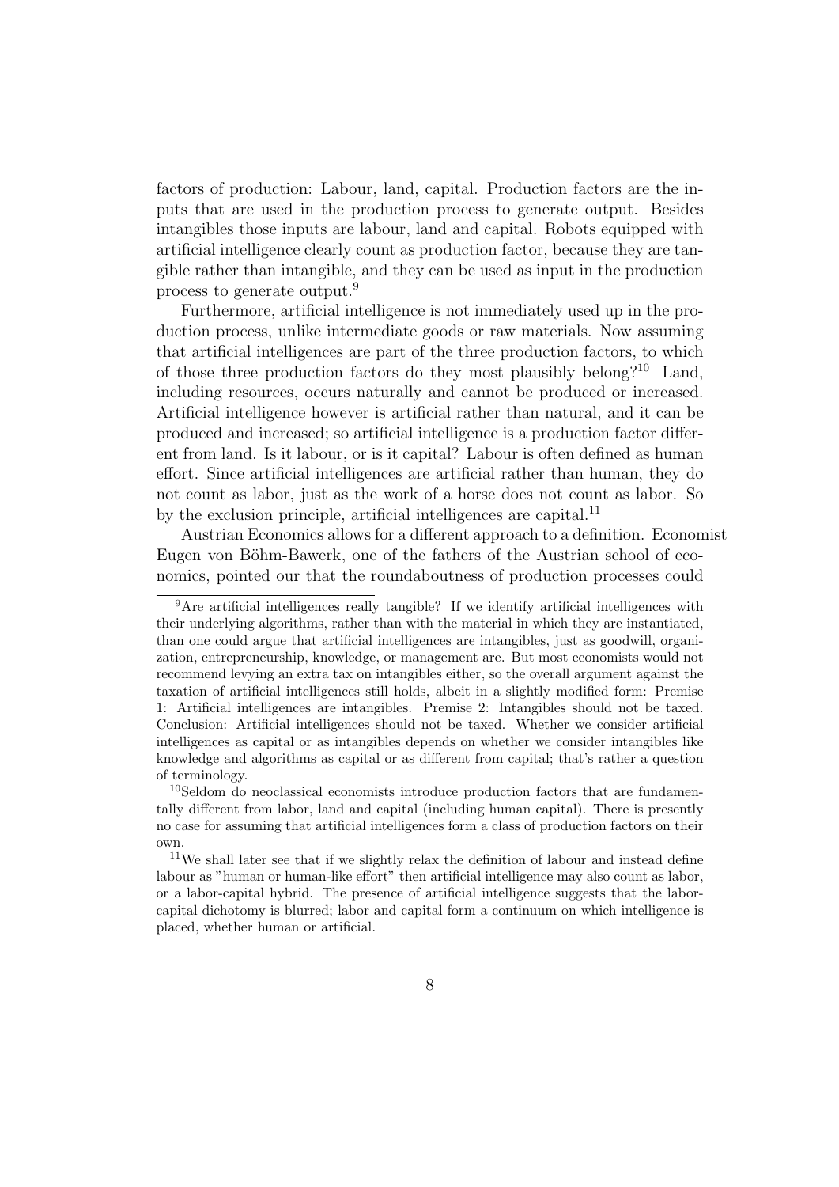factors of production: Labour, land, capital. Production factors are the inputs that are used in the production process to generate output. Besides intangibles those inputs are labour, land and capital. Robots equipped with artificial intelligence clearly count as production factor, because they are tangible rather than intangible, and they can be used as input in the production process to generate output.[9]

Furthermore, artificial intelligence is not immediately used up in the production process, unlike intermediate goods or raw materials. Now assuming that artificial intelligences are part of the three production factors, to which of those three production factors do they most plausibly belong?[10] Land, including resources, occurs naturally and cannot be produced or increased. Artificial intelligence however is artificial rather than natural, and it can be produced and increased; so artificial intelligence is a production factor different from land. Is it labour, or is it capital? Labour is often defined as human effort. Since artificial intelligences are artificial rather than human, they do not count as labor, just as the work of a horse does not count as labor. So by the exclusion principle, artificial intelligences are capital.[11]

Austrian Economics allows for a different approach to a definition. Economist Eugen von Böhm-Bawerk, one of the fathers of the Austrian school of economics, pointed our that the roundaboutness of production processes could

---

[9] Are artificial intelligences really tangible? If we identify artificial intelligences with their underlying algorithms, rather than with the material in which they are instantiated, than one could argue that artificial intelligences are intangibles, just as goodwill, organization, entrepreneurship, knowledge, or management are. But most economists would not recommend levying an extra tax on intangibles either, so the overall argument against the taxation of artificial intelligences still holds, albeit in a slightly modified form: Premise 1: Artificial intelligences are intangibles. Premise 2: Intangibles should not be taxed. Conclusion: Artificial intelligences should not be taxed. Whether we consider artificial intelligences as capital or as intangibles depends on whether we consider intangibles like knowledge and algorithms as capital or as different from capital; that's rather a question of terminology.

[10] Seldom do neoclassical economists introduce production factors that are fundamentally different from labor, land and capital (including human capital). There is presently no case for assuming that artificial intelligences form a class of production factors on their own.

[11] We shall later see that if we slightly relax the definition of labour and instead define labour as "human or human-like effort" then artificial intelligence may also count as labor, or a labor-capital hybrid. The presence of artificial intelligence suggests that the labor-capital dichotomy is blurred; labor and capital form a continuum on which intelligence is placed, whether human or artificial.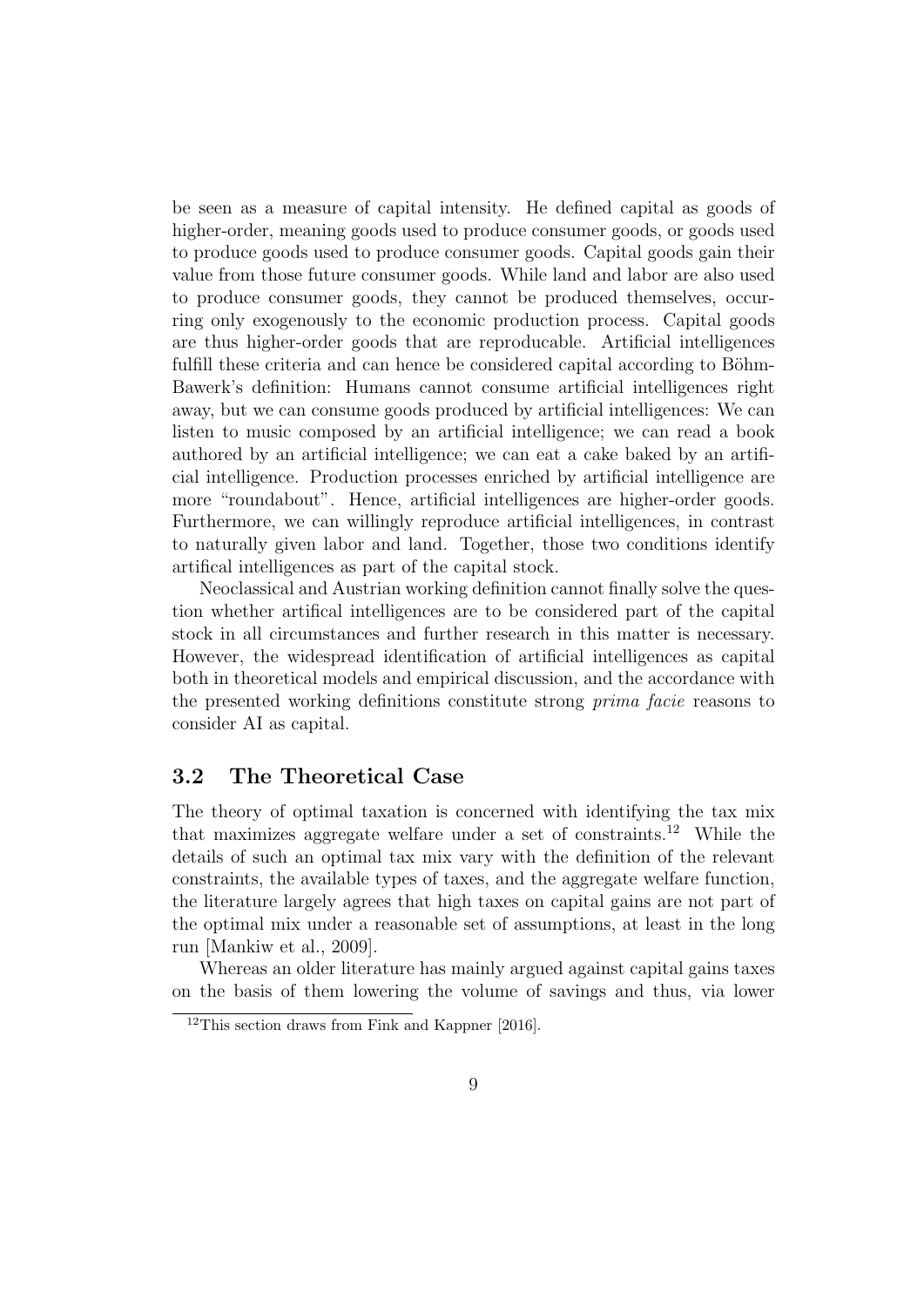be seen as a measure of capital intensity. He defined capital as goods of higher-order, meaning goods used to produce consumer goods, or goods used to produce goods used to produce consumer goods. Capital goods gain their value from those future consumer goods. While land and labor are also used to produce consumer goods, they cannot be produced themselves, occurring only exogenously to the economic production process. Capital goods are thus higher-order goods that are reproducable. Artificial intelligences fulfill these criteria and can hence be considered capital according to Böhm-Bawerk's definition: Humans cannot consume artificial intelligences right away, but we can consume goods produced by artificial intelligences: We can listen to music composed by an artificial intelligence; we can read a book authored by an artificial intelligence; we can eat a cake baked by an artificial intelligence. Production processes enriched by artificial intelligence are more "roundabout". Hence, artificial intelligences are higher-order goods. Furthermore, we can willingly reproduce artificial intelligences, in contrast to naturally given labor and land. Together, those two conditions identify artifical intelligences as part of the capital stock.

Neoclassical and Austrian working definition cannot finally solve the question whether artifical intelligences are to be considered part of the capital stock in all circumstances and further research in this matter is necessary. However, the widespread identification of artificial intelligences as capital both in theoretical models and empirical discussion, and the accordance with the presented working definitions constitute strong *prima facie* reasons to consider AI as capital.

### 3.2 The Theoretical Case

The theory of optimal taxation is concerned with identifying the tax mix that maximizes aggregate welfare under a set of constraints.[12] While the details of such an optimal tax mix vary with the definition of the relevant constraints, the available types of taxes, and the aggregate welfare function, the literature largely agrees that high taxes on capital gains are not part of the optimal mix under a reasonable set of assumptions, at least in the long run [Mankiw et al., 2009].

Whereas an older literature has mainly argued against capital gains taxes on the basis of them lowering the volume of savings and thus, via lower

[12] This section draws from Fink and Kappner [2016].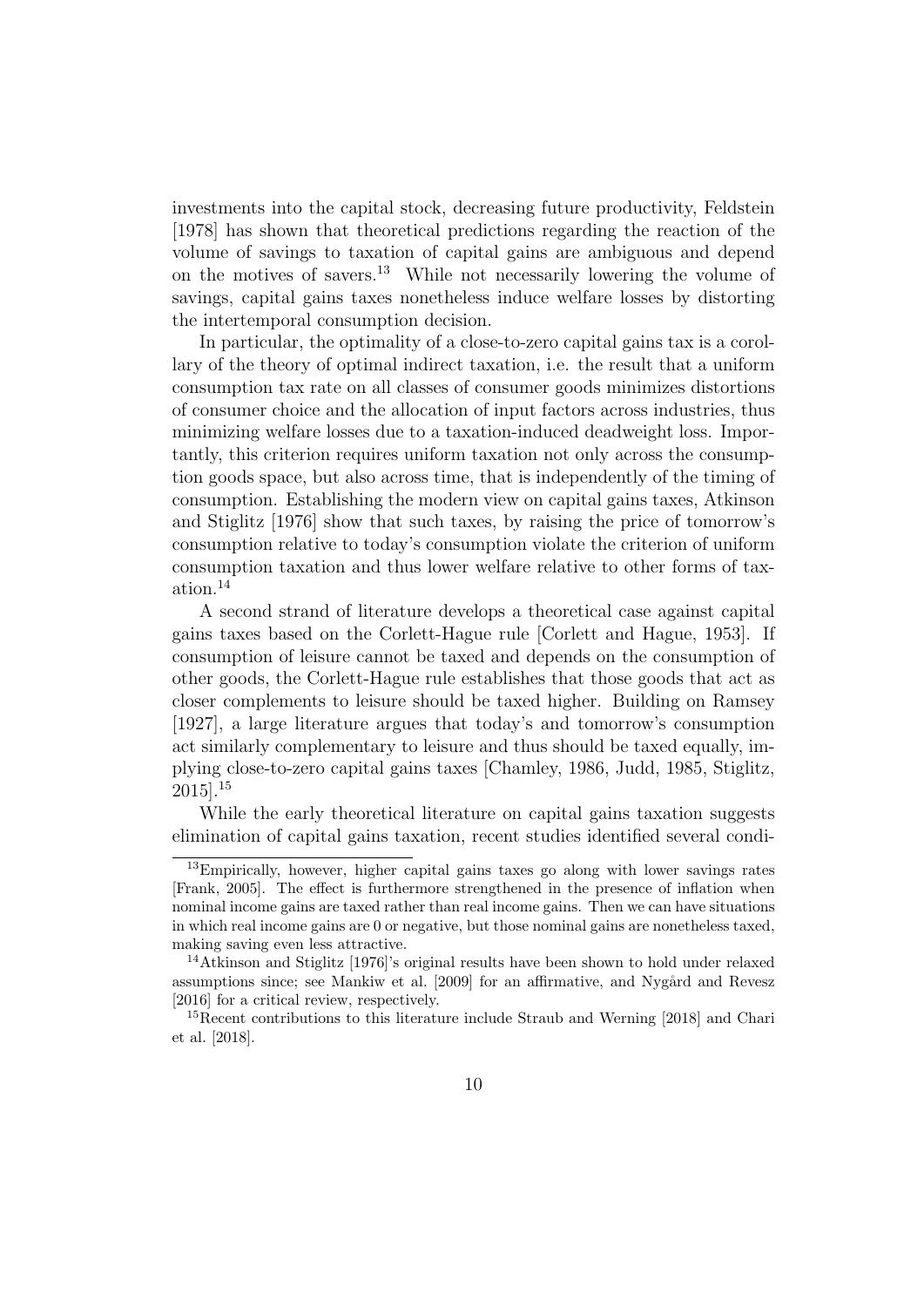investments into the capital stock, decreasing future productivity, Feldstein [1978] has shown that theoretical predictions regarding the reaction of the volume of savings to taxation of capital gains are ambiguous and depend on the motives of savers.[13] While not necessarily lowering the volume of savings, capital gains taxes nonetheless induce welfare losses by distorting the intertemporal consumption decision.

In particular, the optimality of a close-to-zero capital gains tax is a corollary of the theory of optimal indirect taxation, i.e. the result that a uniform consumption tax rate on all classes of consumer goods minimizes distortions of consumer choice and the allocation of input factors across industries, thus minimizing welfare losses due to a taxation-induced deadweight loss. Importantly, this criterion requires uniform taxation not only across the consumption goods space, but also across time, that is independently of the timing of consumption. Establishing the modern view on capital gains taxes, Atkinson and Stiglitz [1976] show that such taxes, by raising the price of tomorrow's consumption relative to today's consumption violate the criterion of uniform consumption taxation and thus lower welfare relative to other forms of taxation.[14]

A second strand of literature develops a theoretical case against capital gains taxes based on the Corlett-Hague rule [Corlett and Hague, 1953]. If consumption of leisure cannot be taxed and depends on the consumption of other goods, the Corlett-Hague rule establishes that those goods that act as closer complements to leisure should be taxed higher. Building on Ramsey [1927], a large literature argues that today's and tomorrow's consumption act similarly complementary to leisure and thus should be taxed equally, implying close-to-zero capital gains taxes [Chamley, 1986, Judd, 1985, Stiglitz, 2015].[15]

While the early theoretical literature on capital gains taxation suggests elimination of capital gains taxation, recent studies identified several condi-

[13] Empirically, however, higher capital gains taxes go along with lower savings rates [Frank, 2005]. The effect is furthermore strengthened in the presence of inflation when nominal income gains are taxed rather than real income gains. Then we can have situations in which real income gains are 0 or negative, but those nominal gains are nonetheless taxed, making saving even less attractive.

[14] Atkinson and Stiglitz [1976]'s original results have been shown to hold under relaxed assumptions since; see Mankiw et al. [2009] for an affirmative, and Nygård and Revesz [2016] for a critical review, respectively.

[15] Recent contributions to this literature include Straub and Werning [2018] and Chari et al. [2018].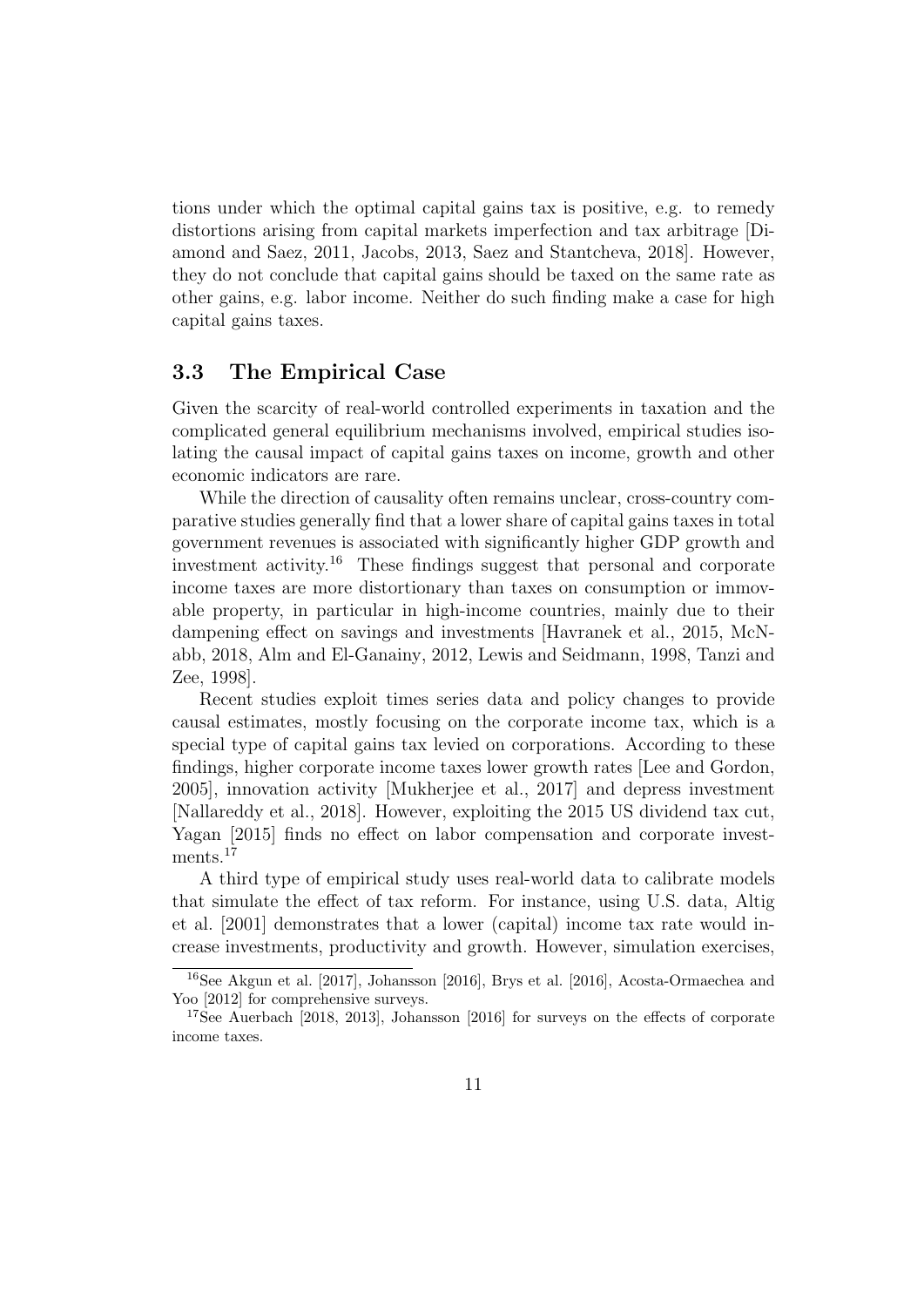tions under which the optimal capital gains tax is positive, e.g. to remedy distortions arising from capital markets imperfection and tax arbitrage [Diamond and Saez, 2011, Jacobs, 2013, Saez and Stantcheva, 2018]. However, they do not conclude that capital gains should be taxed on the same rate as other gains, e.g. labor income. Neither do such finding make a case for high capital gains taxes.

### 3.3 The Empirical Case

Given the scarcity of real-world controlled experiments in taxation and the complicated general equilibrium mechanisms involved, empirical studies isolating the causal impact of capital gains taxes on income, growth and other economic indicators are rare.

While the direction of causality often remains unclear, cross-country comparative studies generally find that a lower share of capital gains taxes in total government revenues is associated with significantly higher GDP growth and investment activity.[16] These findings suggest that personal and corporate income taxes are more distortionary than taxes on consumption or immovable property, in particular in high-income countries, mainly due to their dampening effect on savings and investments [Havranek et al., 2015, McNabb, 2018, Alm and El-Ganainy, 2012, Lewis and Seidmann, 1998, Tanzi and Zee, 1998].

Recent studies exploit times series data and policy changes to provide causal estimates, mostly focusing on the corporate income tax, which is a special type of capital gains tax levied on corporations. According to these findings, higher corporate income taxes lower growth rates [Lee and Gordon, 2005], innovation activity [Mukherjee et al., 2017] and depress investment [Nallareddy et al., 2018]. However, exploiting the 2015 US dividend tax cut, Yagan [2015] finds no effect on labor compensation and corporate investments.[17]

A third type of empirical study uses real-world data to calibrate models that simulate the effect of tax reform. For instance, using U.S. data, Altig et al. [2001] demonstrates that a lower (capital) income tax rate would increase investments, productivity and growth. However, simulation exercises,

[16] See Akgun et al. [2017], Johansson [2016], Brys et al. [2016], Acosta-Ormaechea and Yoo [2012] for comprehensive surveys.

[17] See Auerbach [2018, 2013], Johansson [2016] for surveys on the effects of corporate income taxes.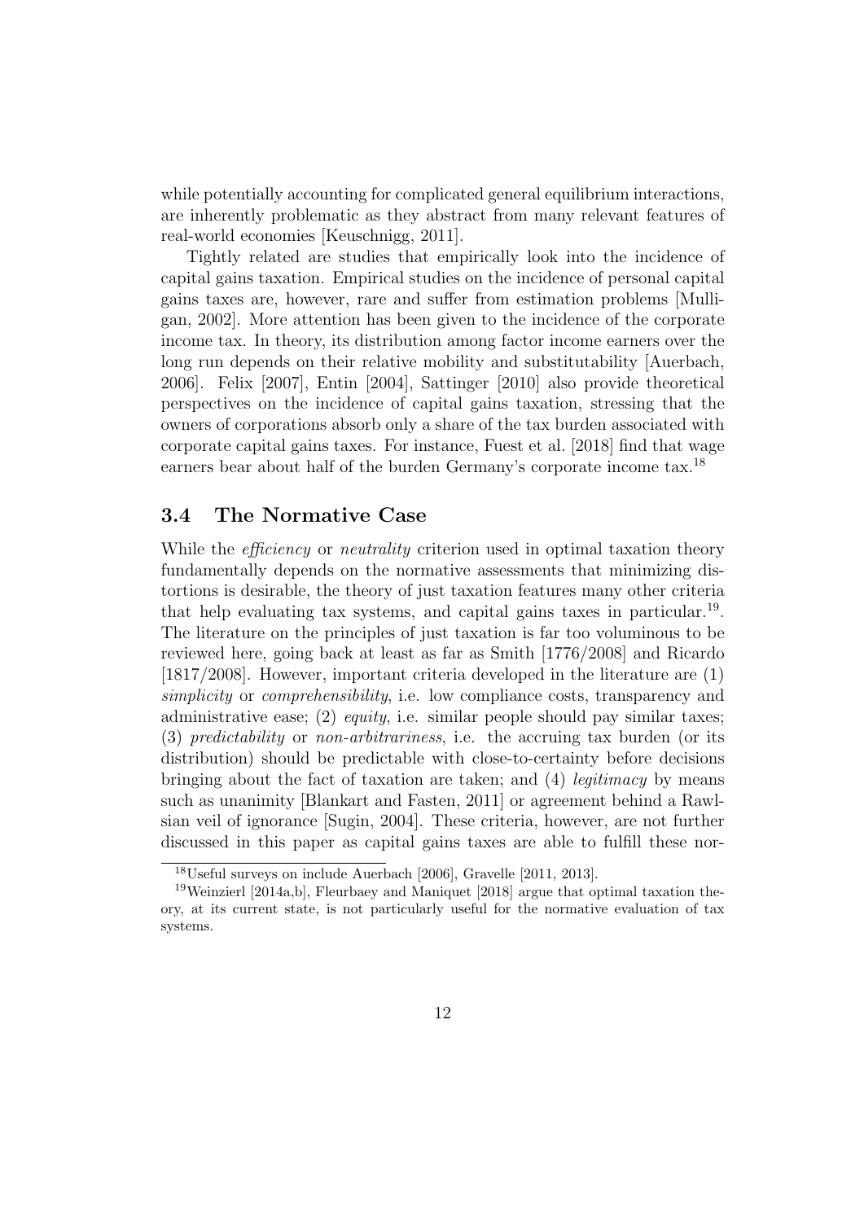while potentially accounting for complicated general equilibrium interactions, are inherently problematic as they abstract from many relevant features of real-world economies [Keuschnigg, 2011].

Tightly related are studies that empirically look into the incidence of capital gains taxation. Empirical studies on the incidence of personal capital gains taxes are, however, rare and suffer from estimation problems [Mulligan, 2002]. More attention has been given to the incidence of the corporate income tax. In theory, its distribution among factor income earners over the long run depends on their relative mobility and substitutability [Auerbach, 2006]. Felix [2007], Entin [2004], Sattinger [2010] also provide theoretical perspectives on the incidence of capital gains taxation, stressing that the owners of corporations absorb only a share of the tax burden associated with corporate capital gains taxes. For instance, Fuest et al. [2018] find that wage earners bear about half of the burden Germany's corporate income tax.[18]

### 3.4 The Normative Case

While the *efficiency* or *neutrality* criterion used in optimal taxation theory fundamentally depends on the normative assessments that minimizing distortions is desirable, the theory of just taxation features many other criteria that help evaluating tax systems, and capital gains taxes in particular.[19]. The literature on the principles of just taxation is far too voluminous to be reviewed here, going back at least as far as Smith [1776/2008] and Ricardo [1817/2008]. However, important criteria developed in the literature are (1) *simplicity* or *comprehensibility*, i.e. low compliance costs, transparency and administrative ease; (2) *equity*, i.e. similar people should pay similar taxes; (3) *predictability* or *non-arbitrariness*, i.e. the accruing tax burden (or its distribution) should be predictable with close-to-certainty before decisions bringing about the fact of taxation are taken; and (4) *legitimacy* by means such as unanimity [Blankart and Fasten, 2011] or agreement behind a Rawlsian veil of ignorance [Sugin, 2004]. These criteria, however, are not further discussed in this paper as capital gains taxes are able to fulfill these nor-

[18] Useful surveys on include Auerbach [2006], Gravelle [2011, 2013].

[19] Weinzierl [2014a,b], Fleurbaey and Maniquet [2018] argue that optimal taxation theory, at its current state, is not particularly useful for the normative evaluation of tax systems.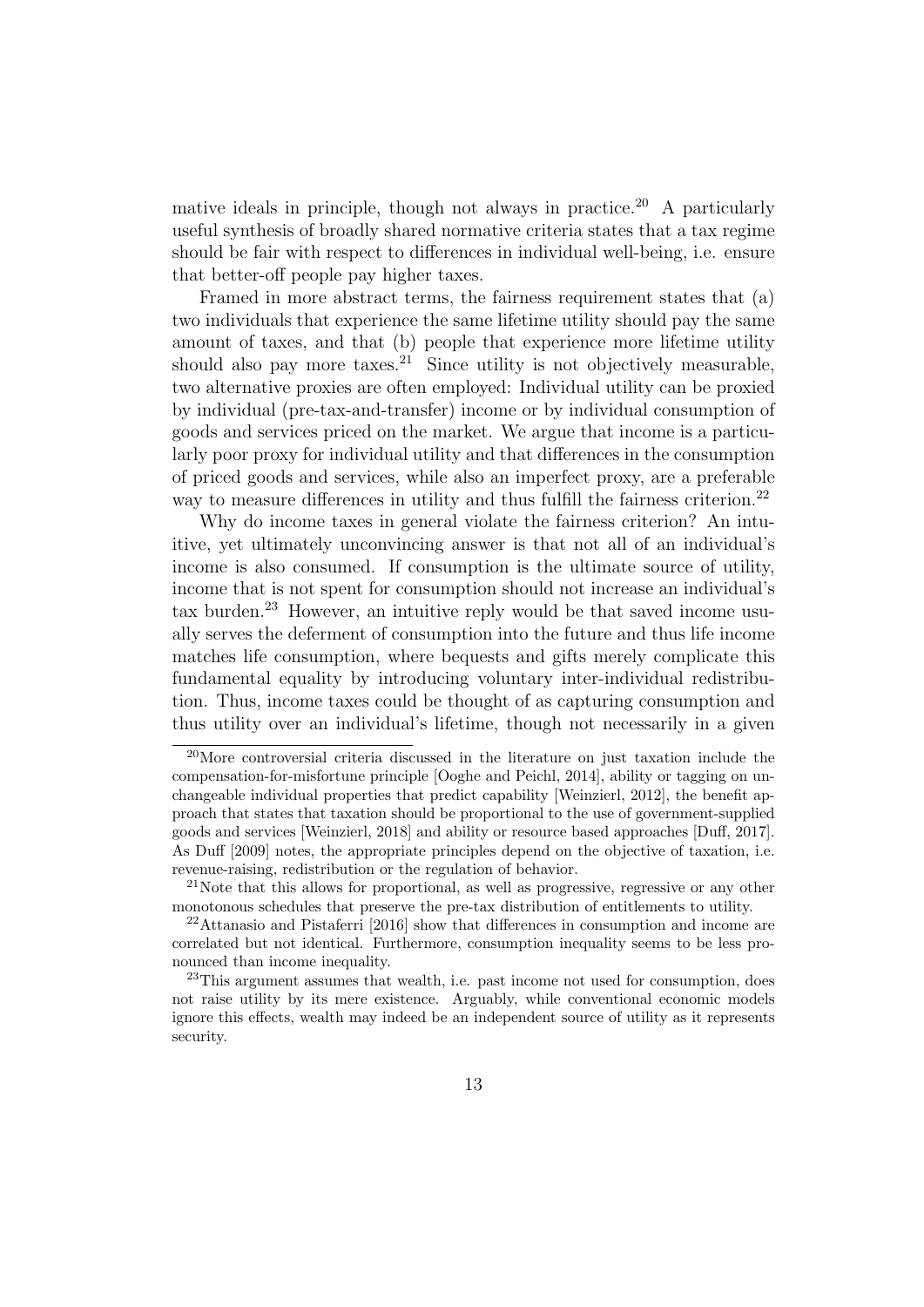mative ideals in principle, though not always in practice.[20] A particularly useful synthesis of broadly shared normative criteria states that a tax regime should be fair with respect to differences in individual well-being, i.e. ensure that better-off people pay higher taxes.

Framed in more abstract terms, the fairness requirement states that (a) two individuals that experience the same lifetime utility should pay the same amount of taxes, and that (b) people that experience more lifetime utility should also pay more taxes.[21] Since utility is not objectively measurable, two alternative proxies are often employed: Individual utility can be proxied by individual (pre-tax-and-transfer) income or by individual consumption of goods and services priced on the market. We argue that income is a particularly poor proxy for individual utility and that differences in the consumption of priced goods and services, while also an imperfect proxy, are a preferable way to measure differences in utility and thus fulfill the fairness criterion.[22]

Why do income taxes in general violate the fairness criterion? An intuitive, yet ultimately unconvincing answer is that not all of an individual's income is also consumed. If consumption is the ultimate source of utility, income that is not spent for consumption should not increase an individual's tax burden.[23] However, an intuitive reply would be that saved income usually serves the deferment of consumption into the future and thus life income matches life consumption, where bequests and gifts merely complicate this fundamental equality by introducing voluntary inter-individual redistribution. Thus, income taxes could be thought of as capturing consumption and thus utility over an individual's lifetime, though not necessarily in a given

[20] More controversial criteria discussed in the literature on just taxation include the compensation-for-misfortune principle [Ooghe and Peichl, 2014], ability or tagging on unchangeable individual properties that predict capability [Weinzierl, 2012], the benefit approach that states that taxation should be proportional to the use of government-supplied goods and services [Weinzierl, 2018] and ability or resource based approaches [Duff, 2017]. As Duff [2009] notes, the appropriate principles depend on the objective of taxation, i.e. revenue-raising, redistribution or the regulation of behavior.

[21] Note that this allows for proportional, as well as progressive, regressive or any other monotonous schedules that preserve the pre-tax distribution of entitlements to utility.

[22] Attanasio and Pistaferri [2016] show that differences in consumption and income are correlated but not identical. Furthermore, consumption inequality seems to be less pronounced than income inequality.

[23] This argument assumes that wealth, i.e. past income not used for consumption, does not raise utility by its mere existence. Arguably, while conventional economic models ignore this effects, wealth may indeed be an independent source of utility as it represents security.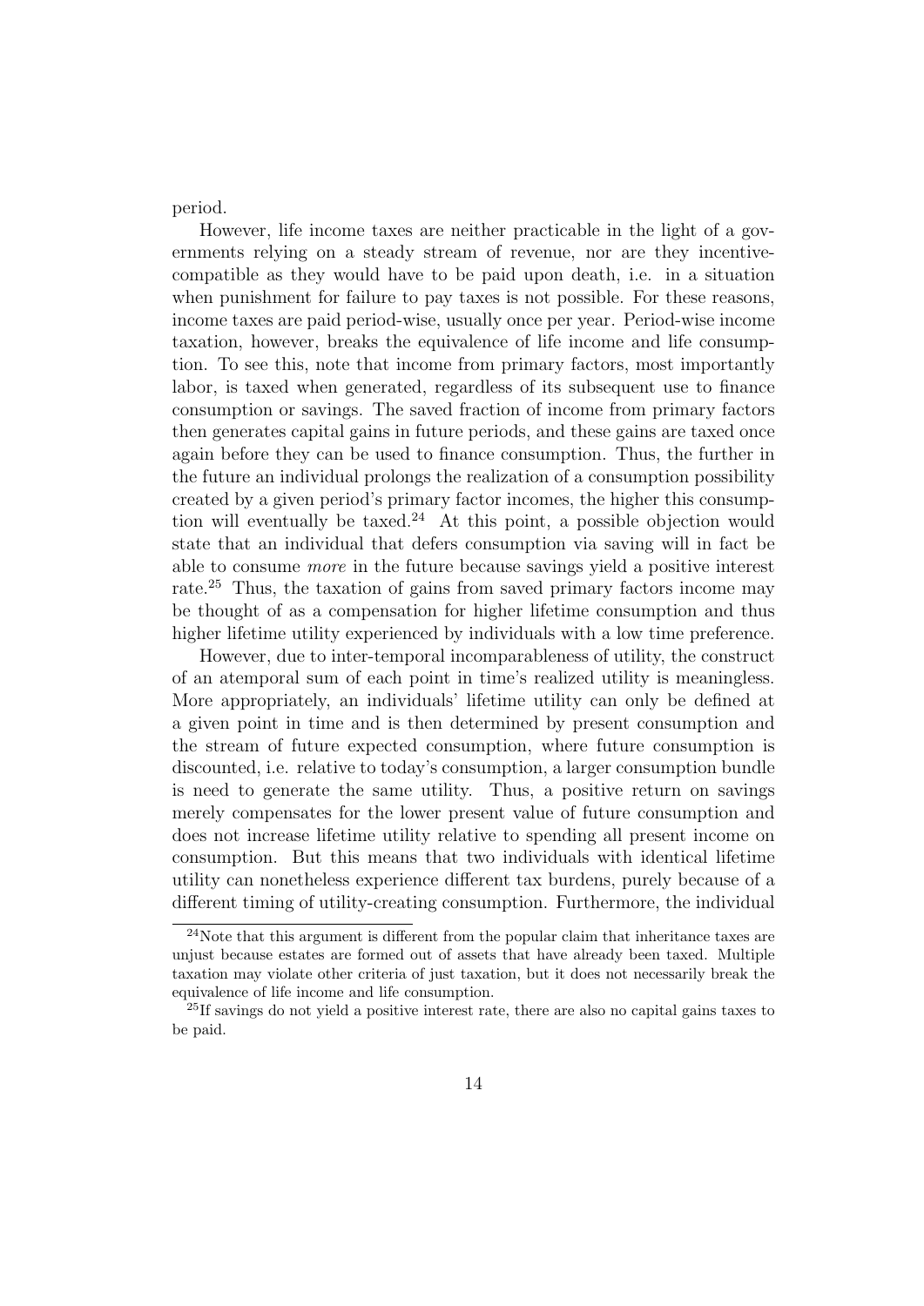period.

However, life income taxes are neither practicable in the light of a governments relying on a steady stream of revenue, nor are they incentive-compatible as they would have to be paid upon death, i.e. in a situation when punishment for failure to pay taxes is not possible. For these reasons, income taxes are paid period-wise, usually once per year. Period-wise income taxation, however, breaks the equivalence of life income and life consumption. To see this, note that income from primary factors, most importantly labor, is taxed when generated, regardless of its subsequent use to finance consumption or savings. The saved fraction of income from primary factors then generates capital gains in future periods, and these gains are taxed once again before they can be used to finance consumption. Thus, the further in the future an individual prolongs the realization of a consumption possibility created by a given period's primary factor incomes, the higher this consumption will eventually be taxed.[24] At this point, a possible objection would state that an individual that defers consumption via saving will in fact be able to consume *more* in the future because savings yield a positive interest rate.[25] Thus, the taxation of gains from saved primary factors income may be thought of as a compensation for higher lifetime consumption and thus higher lifetime utility experienced by individuals with a low time preference.

However, due to inter-temporal incomparableness of utility, the construct of an atemporal sum of each point in time's realized utility is meaningless. More appropriately, an individuals' lifetime utility can only be defined at a given point in time and is then determined by present consumption and the stream of future expected consumption, where future consumption is discounted, i.e. relative to today's consumption, a larger consumption bundle is need to generate the same utility. Thus, a positive return on savings merely compensates for the lower present value of future consumption and does not increase lifetime utility relative to spending all present income on consumption. But this means that two individuals with identical lifetime utility can nonetheless experience different tax burdens, purely because of a different timing of utility-creating consumption. Furthermore, the individual

[24] Note that this argument is different from the popular claim that inheritance taxes are unjust because estates are formed out of assets that have already been taxed. Multiple taxation may violate other criteria of just taxation, but it does not necessarily break the equivalence of life income and life consumption.

[25] If savings do not yield a positive interest rate, there are also no capital gains taxes to be paid.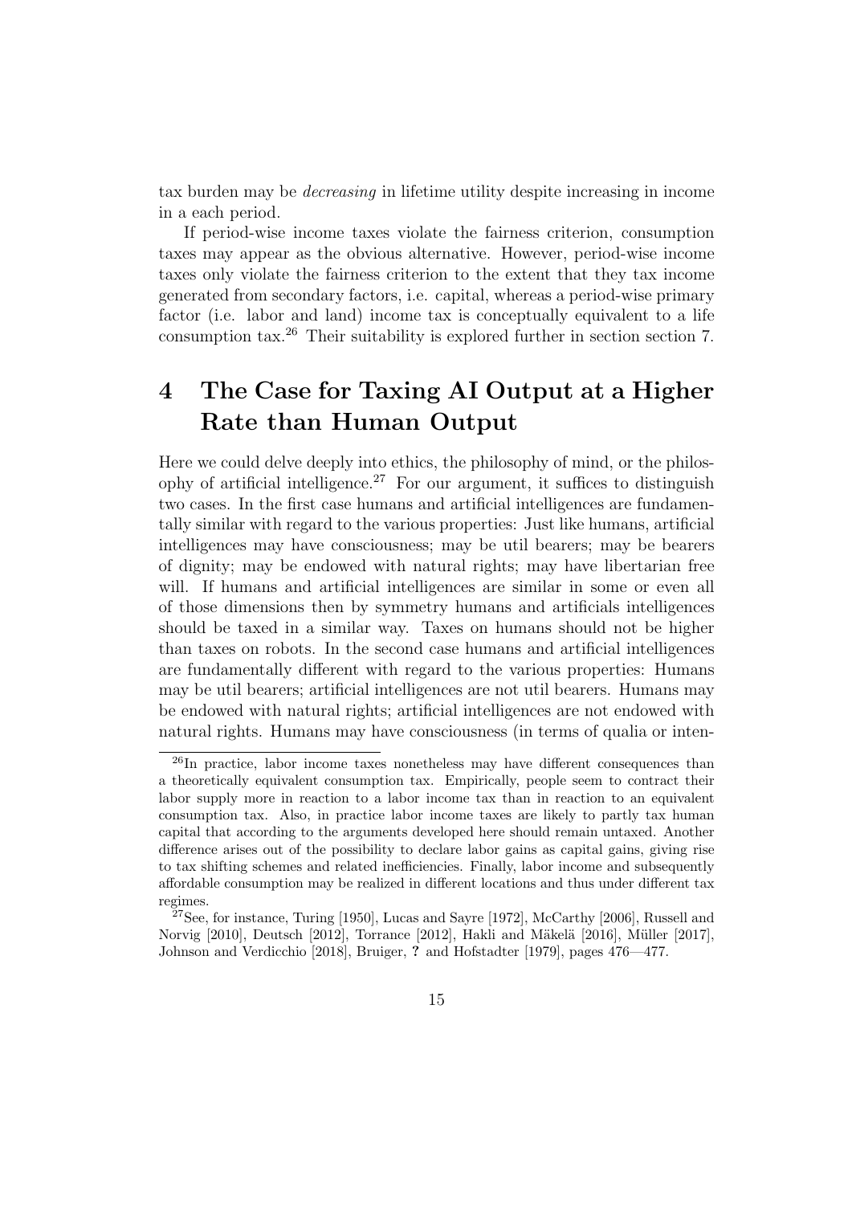tax burden may be *decreasing* in lifetime utility despite increasing in income in a each period.

If period-wise income taxes violate the fairness criterion, consumption taxes may appear as the obvious alternative. However, period-wise income taxes only violate the fairness criterion to the extent that they tax income generated from secondary factors, i.e. capital, whereas a period-wise primary factor (i.e. labor and land) income tax is conceptually equivalent to a life consumption tax.[26] Their suitability is explored further in section section 7.

# 4 The Case for Taxing AI Output at a Higher Rate than Human Output

Here we could delve deeply into ethics, the philosophy of mind, or the philosophy of artificial intelligence.[27] For our argument, it suffices to distinguish two cases. In the first case humans and artificial intelligences are fundamentally similar with regard to the various properties: Just like humans, artificial intelligences may have consciousness; may be util bearers; may be bearers of dignity; may be endowed with natural rights; may have libertarian free will. If humans and artificial intelligences are similar in some or even all of those dimensions then by symmetry humans and artificials intelligences should be taxed in a similar way. Taxes on humans should not be higher than taxes on robots. In the second case humans and artificial intelligences are fundamentally different with regard to the various properties: Humans may be util bearers; artificial intelligences are not util bearers. Humans may be endowed with natural rights; artificial intelligences are not endowed with natural rights. Humans may have consciousness (in terms of qualia or inten-

[26] In practice, labor income taxes nonetheless may have different consequences than a theoretically equivalent consumption tax. Empirically, people seem to contract their labor supply more in reaction to a labor income tax than in reaction to an equivalent consumption tax. Also, in practice labor income taxes are likely to partly tax human capital that according to the arguments developed here should remain untaxed. Another difference arises out of the possibility to declare labor gains as capital gains, giving rise to tax shifting schemes and related inefficiencies. Finally, labor income and subsequently affordable consumption may be realized in different locations and thus under different tax regimes.

[27] See, for instance, Turing [1950], Lucas and Sayre [1972], McCarthy [2006], Russell and Norvig [2010], Deutsch [2012], Torrance [2012], Hakli and Mäkelä [2016], Müller [2017], Johnson and Verdicchio [2018], Bruiger, **?** and Hofstadter [1979], pages 476—477.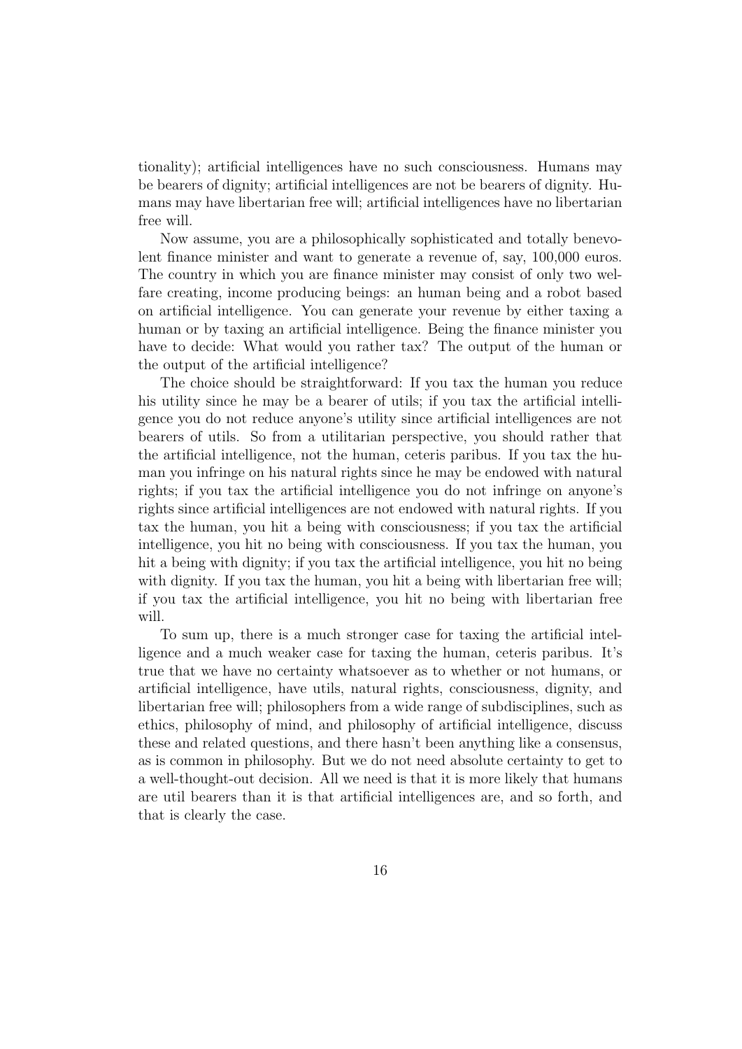tionality); artificial intelligences have no such consciousness. Humans may be bearers of dignity; artificial intelligences are not be bearers of dignity. Humans may have libertarian free will; artificial intelligences have no libertarian free will.

Now assume, you are a philosophically sophisticated and totally benevolent finance minister and want to generate a revenue of, say, 100,000 euros. The country in which you are finance minister may consist of only two welfare creating, income producing beings: an human being and a robot based on artificial intelligence. You can generate your revenue by either taxing a human or by taxing an artificial intelligence. Being the finance minister you have to decide: What would you rather tax? The output of the human or the output of the artificial intelligence?

The choice should be straightforward: If you tax the human you reduce his utility since he may be a bearer of utils; if you tax the artificial intelligence you do not reduce anyone's utility since artificial intelligences are not bearers of utils. So from a utilitarian perspective, you should rather that the artificial intelligence, not the human, ceteris paribus. If you tax the human you infringe on his natural rights since he may be endowed with natural rights; if you tax the artificial intelligence you do not infringe on anyone's rights since artificial intelligences are not endowed with natural rights. If you tax the human, you hit a being with consciousness; if you tax the artificial intelligence, you hit no being with consciousness. If you tax the human, you hit a being with dignity; if you tax the artificial intelligence, you hit no being with dignity. If you tax the human, you hit a being with libertarian free will; if you tax the artificial intelligence, you hit no being with libertarian free will.

To sum up, there is a much stronger case for taxing the artificial intelligence and a much weaker case for taxing the human, ceteris paribus. It's true that we have no certainty whatsoever as to whether or not humans, or artificial intelligence, have utils, natural rights, consciousness, dignity, and libertarian free will; philosophers from a wide range of subdisciplines, such as ethics, philosophy of mind, and philosophy of artificial intelligence, discuss these and related questions, and there hasn't been anything like a consensus, as is common in philosophy. But we do not need absolute certainty to get to a well-thought-out decision. All we need is that it is more likely that humans are util bearers than it is that artificial intelligences are, and so forth, and that is clearly the case.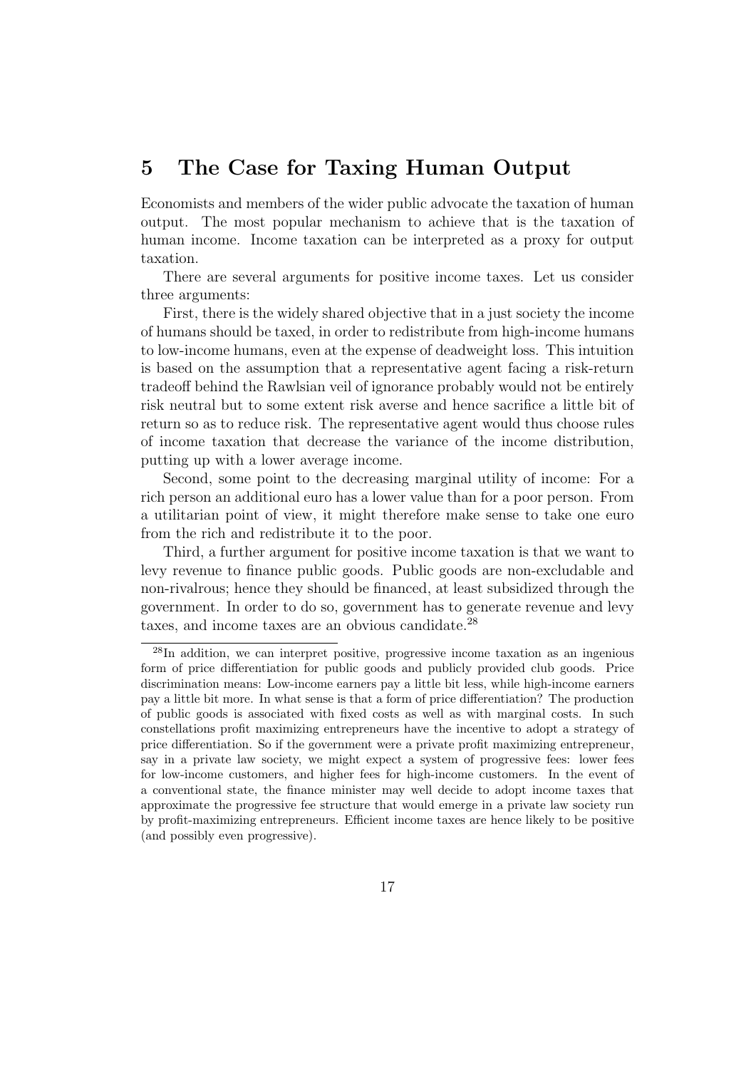## 5 The Case for Taxing Human Output

Economists and members of the wider public advocate the taxation of human output. The most popular mechanism to achieve that is the taxation of human income. Income taxation can be interpreted as a proxy for output taxation.

There are several arguments for positive income taxes. Let us consider three arguments:

First, there is the widely shared objective that in a just society the income of humans should be taxed, in order to redistribute from high-income humans to low-income humans, even at the expense of deadweight loss. This intuition is based on the assumption that a representative agent facing a risk-return tradeoff behind the Rawlsian veil of ignorance probably would not be entirely risk neutral but to some extent risk averse and hence sacrifice a little bit of return so as to reduce risk. The representative agent would thus choose rules of income taxation that decrease the variance of the income distribution, putting up with a lower average income.

Second, some point to the decreasing marginal utility of income: For a rich person an additional euro has a lower value than for a poor person. From a utilitarian point of view, it might therefore make sense to take one euro from the rich and redistribute it to the poor.

Third, a further argument for positive income taxation is that we want to levy revenue to finance public goods. Public goods are non-excludable and non-rivalrous; hence they should be financed, at least subsidized through the government. In order to do so, government has to generate revenue and levy taxes, and income taxes are an obvious candidate.[28]

[28] In addition, we can interpret positive, progressive income taxation as an ingenious form of price differentiation for public goods and publicly provided club goods. Price discrimination means: Low-income earners pay a little bit less, while high-income earners pay a little bit more. In what sense is that a form of price differentiation? The production of public goods is associated with fixed costs as well as with marginal costs. In such constellations profit maximizing entrepreneurs have the incentive to adopt a strategy of price differentiation. So if the government were a private profit maximizing entrepreneur, say in a private law society, we might expect a system of progressive fees: lower fees for low-income customers, and higher fees for high-income customers. In the event of a conventional state, the finance minister may well decide to adopt income taxes that approximate the progressive fee structure that would emerge in a private law society run by profit-maximizing entrepreneurs. Efficient income taxes are hence likely to be positive (and possibly even progressive).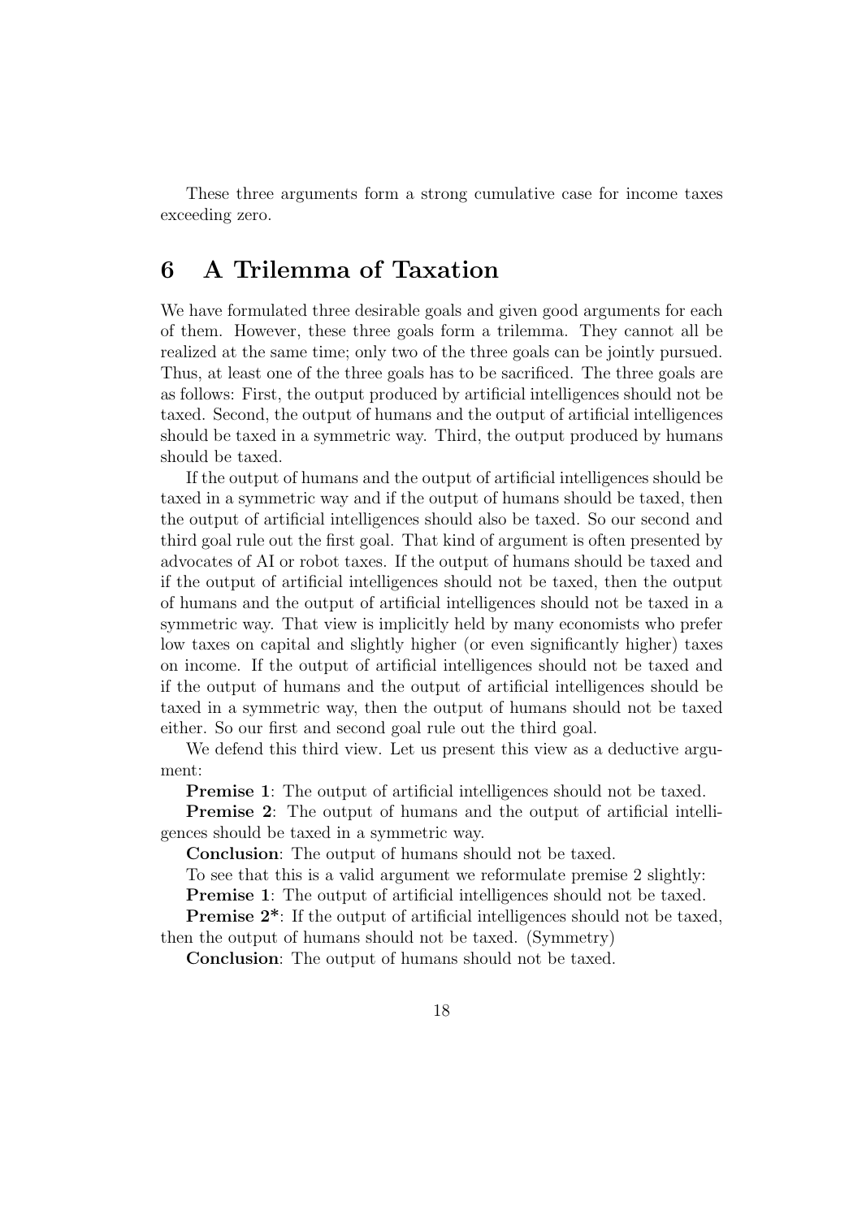These three arguments form a strong cumulative case for income taxes exceeding zero.

## 6 A Trilemma of Taxation

We have formulated three desirable goals and given good arguments for each of them. However, these three goals form a trilemma. They cannot all be realized at the same time; only two of the three goals can be jointly pursued. Thus, at least one of the three goals has to be sacrificed. The three goals are as follows: First, the output produced by artificial intelligences should not be taxed. Second, the output of humans and the output of artificial intelligences should be taxed in a symmetric way. Third, the output produced by humans should be taxed.

If the output of humans and the output of artificial intelligences should be taxed in a symmetric way and if the output of humans should be taxed, then the output of artificial intelligences should also be taxed. So our second and third goal rule out the first goal. That kind of argument is often presented by advocates of AI or robot taxes. If the output of humans should be taxed and if the output of artificial intelligences should not be taxed, then the output of humans and the output of artificial intelligences should not be taxed in a symmetric way. That view is implicitly held by many economists who prefer low taxes on capital and slightly higher (or even significantly higher) taxes on income. If the output of artificial intelligences should not be taxed and if the output of humans and the output of artificial intelligences should be taxed in a symmetric way, then the output of humans should not be taxed either. So our first and second goal rule out the third goal.

We defend this third view. Let us present this view as a deductive argument:

**Premise 1**: The output of artificial intelligences should not be taxed.

**Premise 2**: The output of humans and the output of artificial intelligences should be taxed in a symmetric way.

**Conclusion**: The output of humans should not be taxed.

To see that this is a valid argument we reformulate premise 2 slightly:

**Premise 1**: The output of artificial intelligences should not be taxed.

**Premise 2***: If the output of artificial intelligences should not be taxed, then the output of humans should not be taxed. (Symmetry)

**Conclusion**: The output of humans should not be taxed.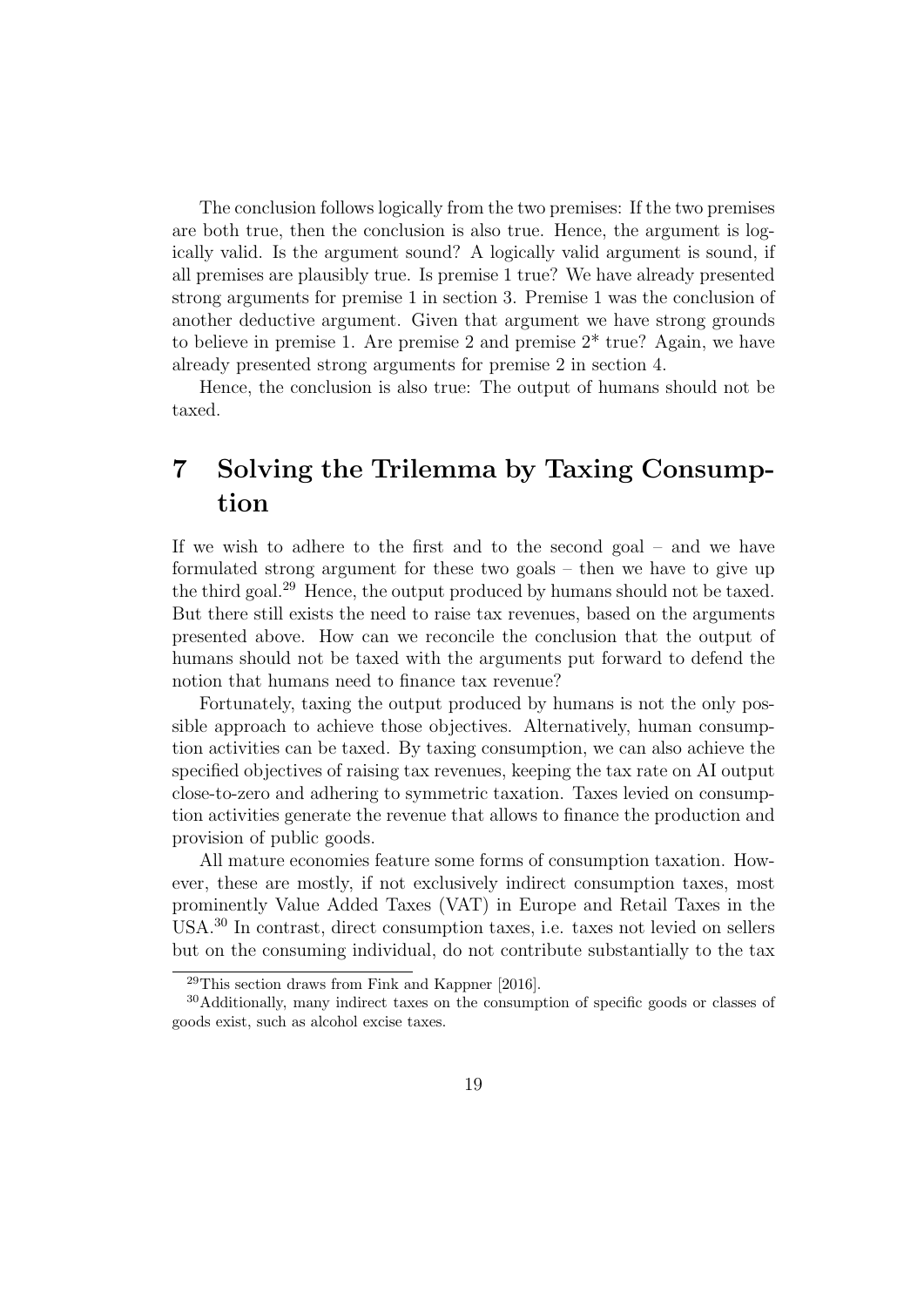The conclusion follows logically from the two premises: If the two premises are both true, then the conclusion is also true. Hence, the argument is logically valid. Is the argument sound? A logically valid argument is sound, if all premises are plausibly true. Is premise 1 true? We have already presented strong arguments for premise 1 in section 3. Premise 1 was the conclusion of another deductive argument. Given that argument we have strong grounds to believe in premise 1. Are premise 2 and premise 2* true? Again, we have already presented strong arguments for premise 2 in section 4.

Hence, the conclusion is also true: The output of humans should not be taxed.

# 7 Solving the Trilemma by Taxing Consumption

If we wish to adhere to the first and to the second goal – and we have formulated strong argument for these two goals – then we have to give up the third goal.[29] Hence, the output produced by humans should not be taxed. But there still exists the need to raise tax revenues, based on the arguments presented above. How can we reconcile the conclusion that the output of humans should not be taxed with the arguments put forward to defend the notion that humans need to finance tax revenue?

Fortunately, taxing the output produced by humans is not the only possible approach to achieve those objectives. Alternatively, human consumption activities can be taxed. By taxing consumption, we can also achieve the specified objectives of raising tax revenues, keeping the tax rate on AI output close-to-zero and adhering to symmetric taxation. Taxes levied on consumption activities generate the revenue that allows to finance the production and provision of public goods.

All mature economies feature some forms of consumption taxation. However, these are mostly, if not exclusively indirect consumption taxes, most prominently Value Added Taxes (VAT) in Europe and Retail Taxes in the USA.[30] In contrast, direct consumption taxes, i.e. taxes not levied on sellers but on the consuming individual, do not contribute substantially to the tax

[29] This section draws from Fink and Kappner [2016].

[30] Additionally, many indirect taxes on the consumption of specific goods or classes of goods exist, such as alcohol excise taxes.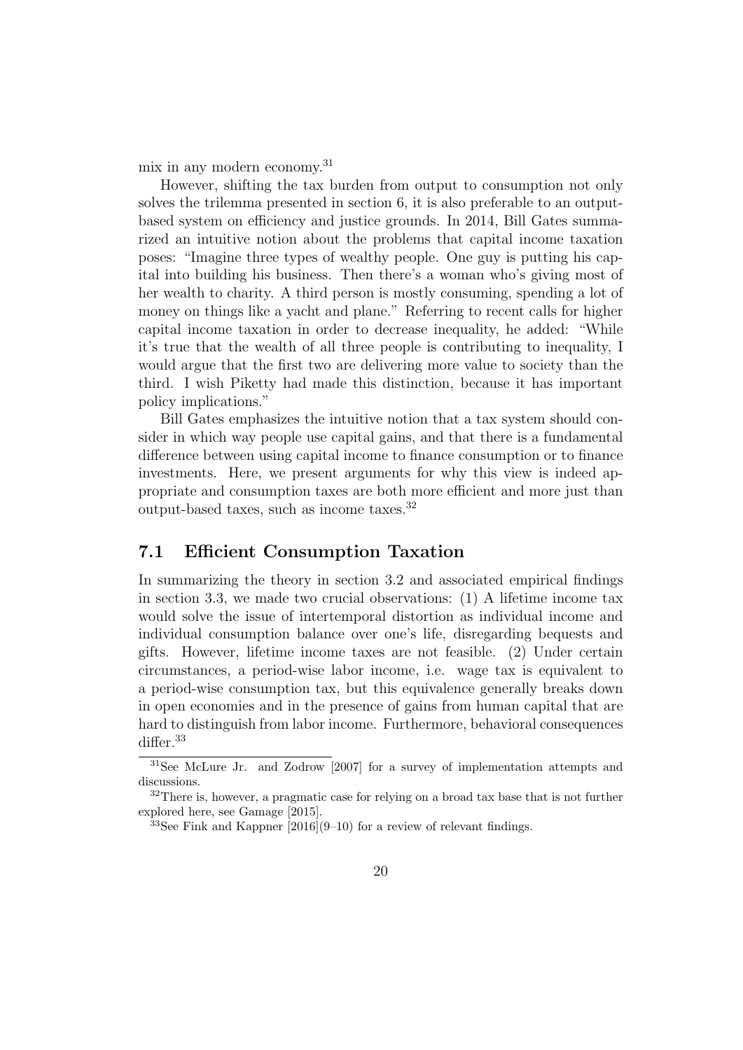mix in any modern economy.[31]

However, shifting the tax burden from output to consumption not only solves the trilemma presented in section 6, it is also preferable to an output-based system on efficiency and justice grounds. In 2014, Bill Gates summarized an intuitive notion about the problems that capital income taxation poses: "Imagine three types of wealthy people. One guy is putting his capital into building his business. Then there's a woman who's giving most of her wealth to charity. A third person is mostly consuming, spending a lot of money on things like a yacht and plane." Referring to recent calls for higher capital income taxation in order to decrease inequality, he added: "While it's true that the wealth of all three people is contributing to inequality, I would argue that the first two are delivering more value to society than the third. I wish Piketty had made this distinction, because it has important policy implications."

Bill Gates emphasizes the intuitive notion that a tax system should consider in which way people use capital gains, and that there is a fundamental difference between using capital income to finance consumption or to finance investments. Here, we present arguments for why this view is indeed appropriate and consumption taxes are both more efficient and more just than output-based taxes, such as income taxes.[32]

## 7.1 Efficient Consumption Taxation

In summarizing the theory in section 3.2 and associated empirical findings in section 3.3, we made two crucial observations: (1) A lifetime income tax would solve the issue of intertemporal distortion as individual income and individual consumption balance over one's life, disregarding bequests and gifts. However, lifetime income taxes are not feasible. (2) Under certain circumstances, a period-wise labor income, i.e. wage tax is equivalent to a period-wise consumption tax, but this equivalence generally breaks down in open economies and in the presence of gains from human capital that are hard to distinguish from labor income. Furthermore, behavioral consequences differ.[33]

---

[31] See McLure Jr. and Zodrow [2007] for a survey of implementation attempts and discussions.

[32] There is, however, a pragmatic case for relying on a broad tax base that is not further explored here, see Gamage [2015].

[33] See Fink and Kappner [2016](9–10) for a review of relevant findings.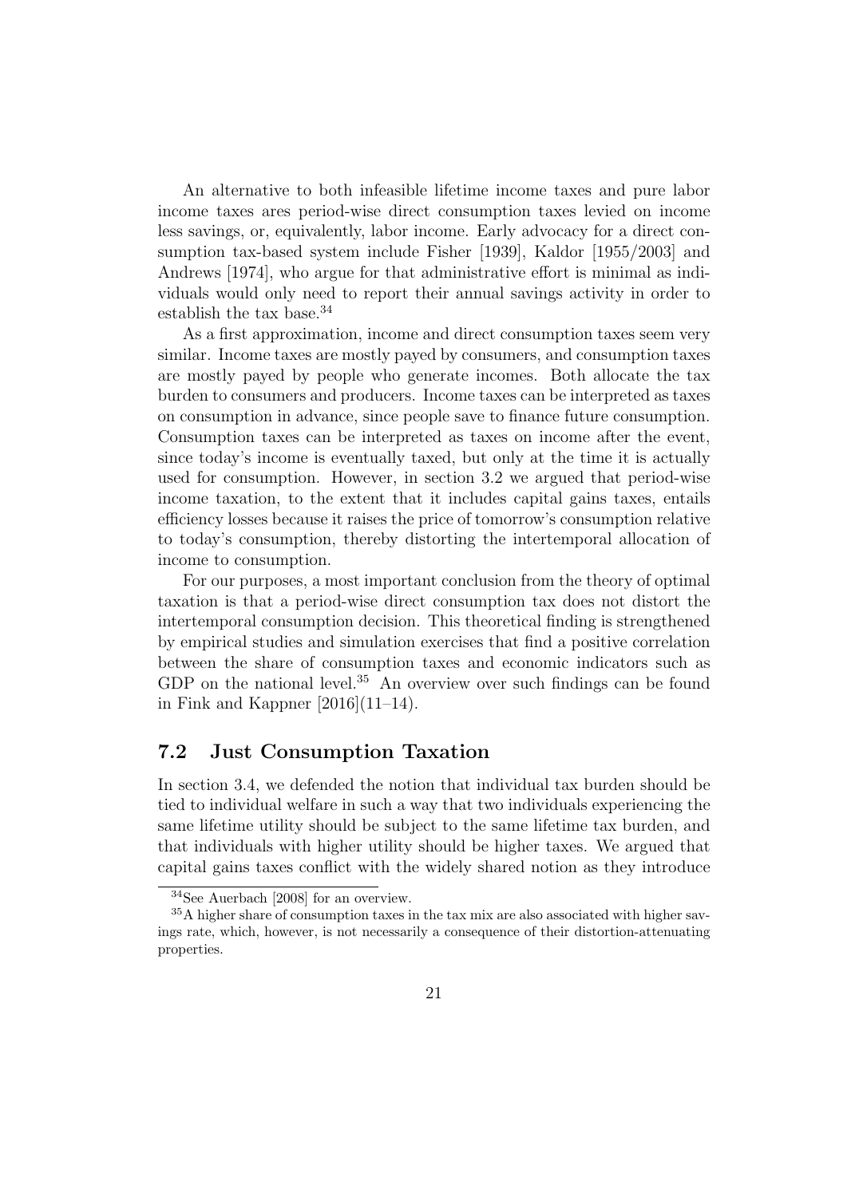An alternative to both infeasible lifetime income taxes and pure labor income taxes ares period-wise direct consumption taxes levied on income less savings, or, equivalently, labor income. Early advocacy for a direct consumption tax-based system include Fisher [1939], Kaldor [1955/2003] and Andrews [1974], who argue for that administrative effort is minimal as individuals would only need to report their annual savings activity in order to establish the tax base.[34]

As a first approximation, income and direct consumption taxes seem very similar. Income taxes are mostly payed by consumers, and consumption taxes are mostly payed by people who generate incomes. Both allocate the tax burden to consumers and producers. Income taxes can be interpreted as taxes on consumption in advance, since people save to finance future consumption. Consumption taxes can be interpreted as taxes on income after the event, since today's income is eventually taxed, but only at the time it is actually used for consumption. However, in section 3.2 we argued that period-wise income taxation, to the extent that it includes capital gains taxes, entails efficiency losses because it raises the price of tomorrow's consumption relative to today's consumption, thereby distorting the intertemporal allocation of income to consumption.

For our purposes, a most important conclusion from the theory of optimal taxation is that a period-wise direct consumption tax does not distort the intertemporal consumption decision. This theoretical finding is strengthened by empirical studies and simulation exercises that find a positive correlation between the share of consumption taxes and economic indicators such as GDP on the national level.[35] An overview over such findings can be found in Fink and Kappner [2016](11–14).

## 7.2 Just Consumption Taxation

In section 3.4, we defended the notion that individual tax burden should be tied to individual welfare in such a way that two individuals experiencing the same lifetime utility should be subject to the same lifetime tax burden, and that individuals with higher utility should be higher taxes. We argued that capital gains taxes conflict with the widely shared notion as they introduce

[34] See Auerbach [2008] for an overview.

[35] A higher share of consumption taxes in the tax mix are also associated with higher savings rate, which, however, is not necessarily a consequence of their distortion-attenuating properties.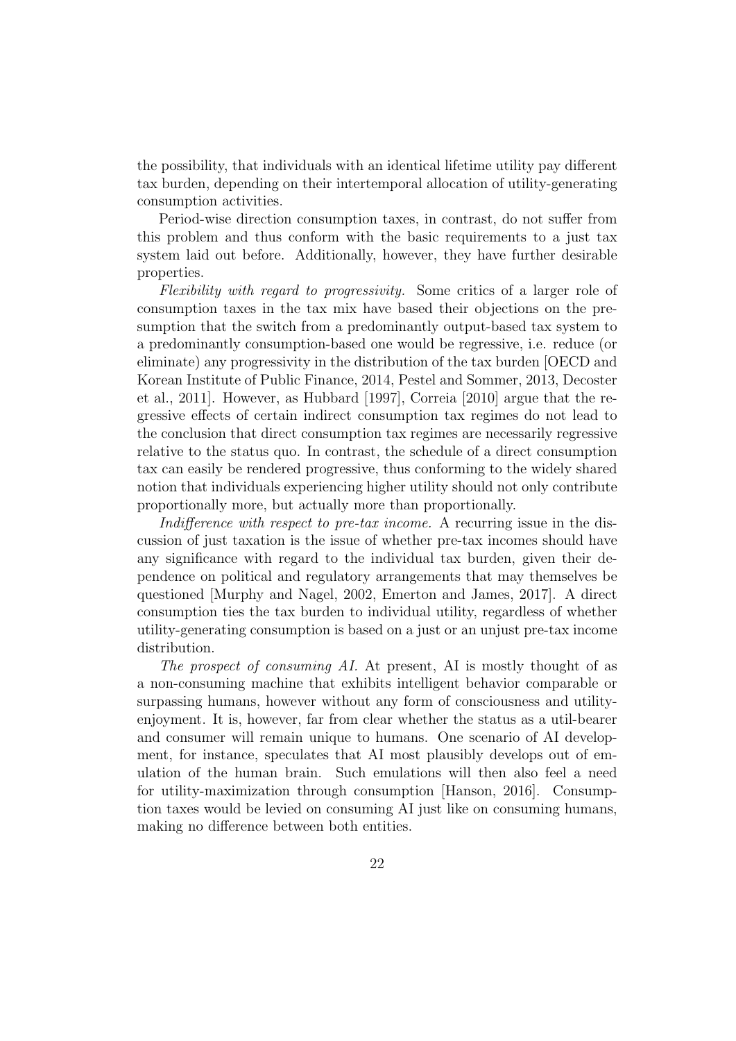the possibility, that individuals with an identical lifetime utility pay different tax burden, depending on their intertemporal allocation of utility-generating consumption activities.

Period-wise direction consumption taxes, in contrast, do not suffer from this problem and thus conform with the basic requirements to a just tax system laid out before. Additionally, however, they have further desirable properties.

*Flexibility with regard to progressivity.* Some critics of a larger role of consumption taxes in the tax mix have based their objections on the presumption that the switch from a predominantly output-based tax system to a predominantly consumption-based one would be regressive, i.e. reduce (or eliminate) any progressivity in the distribution of the tax burden [OECD and Korean Institute of Public Finance, 2014, Pestel and Sommer, 2013, Decoster et al., 2011]. However, as Hubbard [1997], Correia [2010] argue that the regressive effects of certain indirect consumption tax regimes do not lead to the conclusion that direct consumption tax regimes are necessarily regressive relative to the status quo. In contrast, the schedule of a direct consumption tax can easily be rendered progressive, thus conforming to the widely shared notion that individuals experiencing higher utility should not only contribute proportionally more, but actually more than proportionally.

*Indifference with respect to pre-tax income.* A recurring issue in the discussion of just taxation is the issue of whether pre-tax incomes should have any significance with regard to the individual tax burden, given their dependence on political and regulatory arrangements that may themselves be questioned [Murphy and Nagel, 2002, Emerton and James, 2017]. A direct consumption ties the tax burden to individual utility, regardless of whether utility-generating consumption is based on a just or an unjust pre-tax income distribution.

*The prospect of consuming AI.* At present, AI is mostly thought of as a non-consuming machine that exhibits intelligent behavior comparable or surpassing humans, however without any form of consciousness and utility-enjoyment. It is, however, far from clear whether the status as a util-bearer and consumer will remain unique to humans. One scenario of AI development, for instance, speculates that AI most plausibly develops out of emulation of the human brain. Such emulations will then also feel a need for utility-maximization through consumption [Hanson, 2016]. Consumption taxes would be levied on consuming AI just like on consuming humans, making no difference between both entities.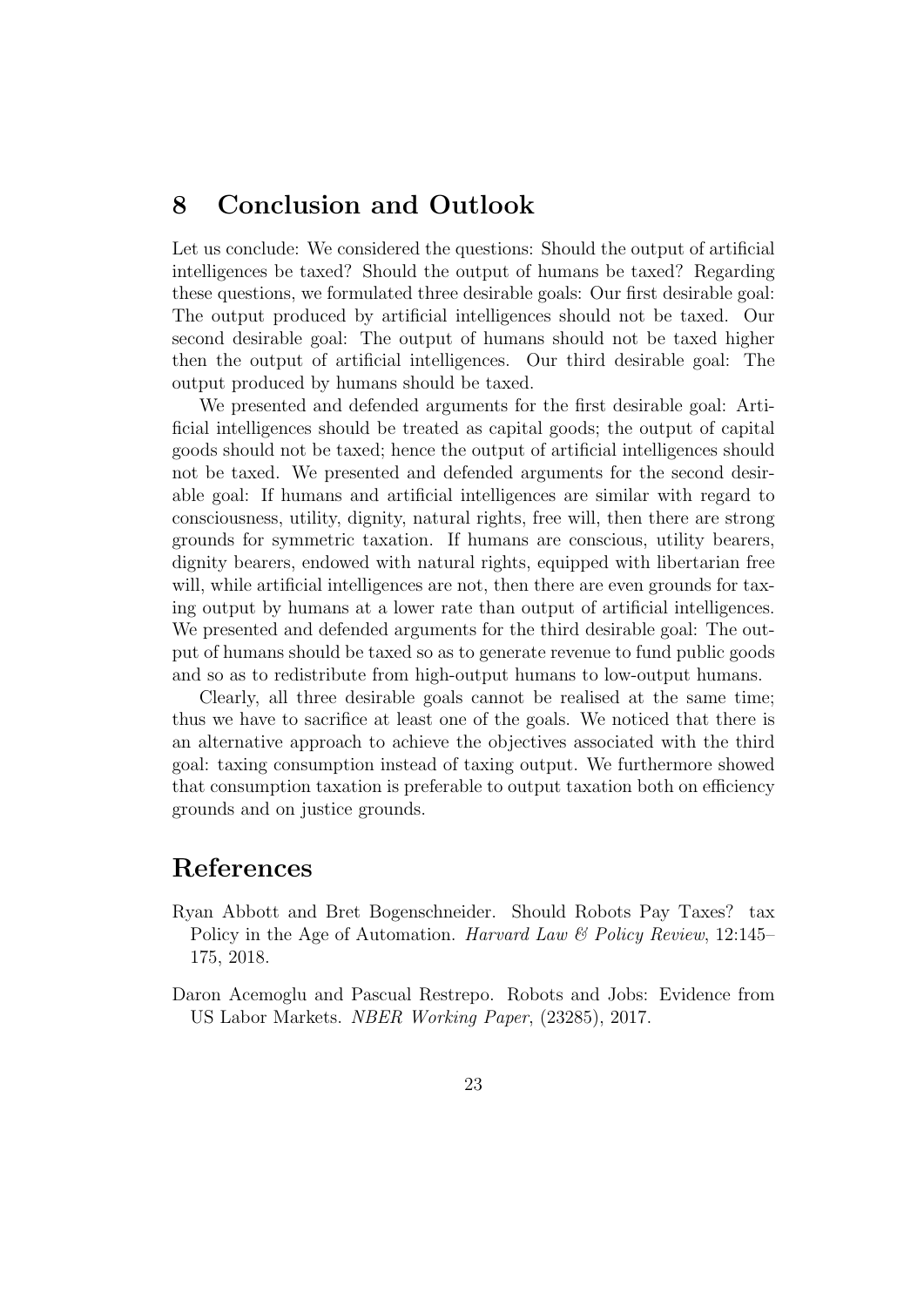## 8 Conclusion and Outlook

Let us conclude: We considered the questions: Should the output of artificial intelligences be taxed? Should the output of humans be taxed? Regarding these questions, we formulated three desirable goals: Our first desirable goal: The output produced by artificial intelligences should not be taxed. Our second desirable goal: The output of humans should not be taxed higher then the output of artificial intelligences. Our third desirable goal: The output produced by humans should be taxed.

We presented and defended arguments for the first desirable goal: Artificial intelligences should be treated as capital goods; the output of capital goods should not be taxed; hence the output of artificial intelligences should not be taxed. We presented and defended arguments for the second desirable goal: If humans and artificial intelligences are similar with regard to consciousness, utility, dignity, natural rights, free will, then there are strong grounds for symmetric taxation. If humans are conscious, utility bearers, dignity bearers, endowed with natural rights, equipped with libertarian free will, while artificial intelligences are not, then there are even grounds for taxing output by humans at a lower rate than output of artificial intelligences. We presented and defended arguments for the third desirable goal: The output of humans should be taxed so as to generate revenue to fund public goods and so as to redistribute from high-output humans to low-output humans.

Clearly, all three desirable goals cannot be realised at the same time; thus we have to sacrifice at least one of the goals. We noticed that there is an alternative approach to achieve the objectives associated with the third goal: taxing consumption instead of taxing output. We furthermore showed that consumption taxation is preferable to output taxation both on efficiency grounds and on justice grounds.

# References

Ryan Abbott and Bret Bogenschneider. Should Robots Pay Taxes? tax Policy in the Age of Automation. *Harvard Law & Policy Review*, 12:145–175, 2018.

Daron Acemoglu and Pascual Restrepo. Robots and Jobs: Evidence from US Labor Markets. *NBER Working Paper*, (23285), 2017.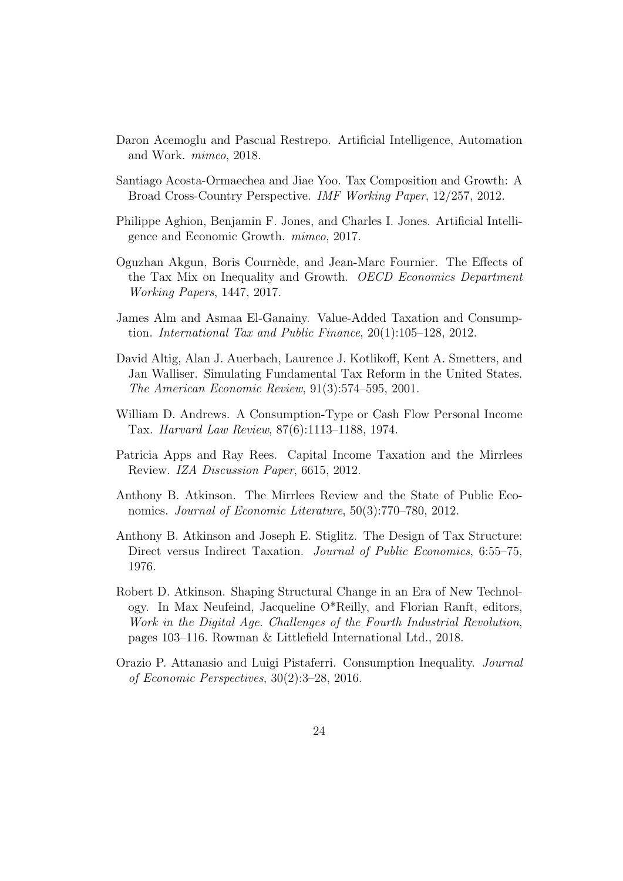Daron Acemoglu and Pascual Restrepo. Artificial Intelligence, Automation and Work. *mimeo*, 2018.

Santiago Acosta-Ormaechea and Jiae Yoo. Tax Composition and Growth: A Broad Cross-Country Perspective. *IMF Working Paper*, 12/257, 2012.

Philippe Aghion, Benjamin F. Jones, and Charles I. Jones. Artificial Intelligence and Economic Growth. *mimeo*, 2017.

Oguzhan Akgun, Boris Cournède, and Jean-Marc Fournier. The Effects of the Tax Mix on Inequality and Growth. *OECD Economics Department Working Papers*, 1447, 2017.

James Alm and Asmaa El-Ganainy. Value-Added Taxation and Consumption. *International Tax and Public Finance*, 20(1):105–128, 2012.

David Altig, Alan J. Auerbach, Laurence J. Kotlikoff, Kent A. Smetters, and Jan Walliser. Simulating Fundamental Tax Reform in the United States. *The American Economic Review*, 91(3):574–595, 2001.

William D. Andrews. A Consumption-Type or Cash Flow Personal Income Tax. *Harvard Law Review*, 87(6):1113–1188, 1974.

Patricia Apps and Ray Rees. Capital Income Taxation and the Mirrlees Review. *IZA Discussion Paper*, 6615, 2012.

Anthony B. Atkinson. The Mirrlees Review and the State of Public Economics. *Journal of Economic Literature*, 50(3):770–780, 2012.

Anthony B. Atkinson and Joseph E. Stiglitz. The Design of Tax Structure: Direct versus Indirect Taxation. *Journal of Public Economics*, 6:55–75, 1976.

Robert D. Atkinson. Shaping Structural Change in an Era of New Technology. In Max Neufeind, Jacqueline O*Reilly, and Florian Ranft, editors, *Work in the Digital Age. Challenges of the Fourth Industrial Revolution*, pages 103–116. Rowman & Littlefield International Ltd., 2018.

Orazio P. Attanasio and Luigi Pistaferri. Consumption Inequality. *Journal of Economic Perspectives*, 30(2):3–28, 2016.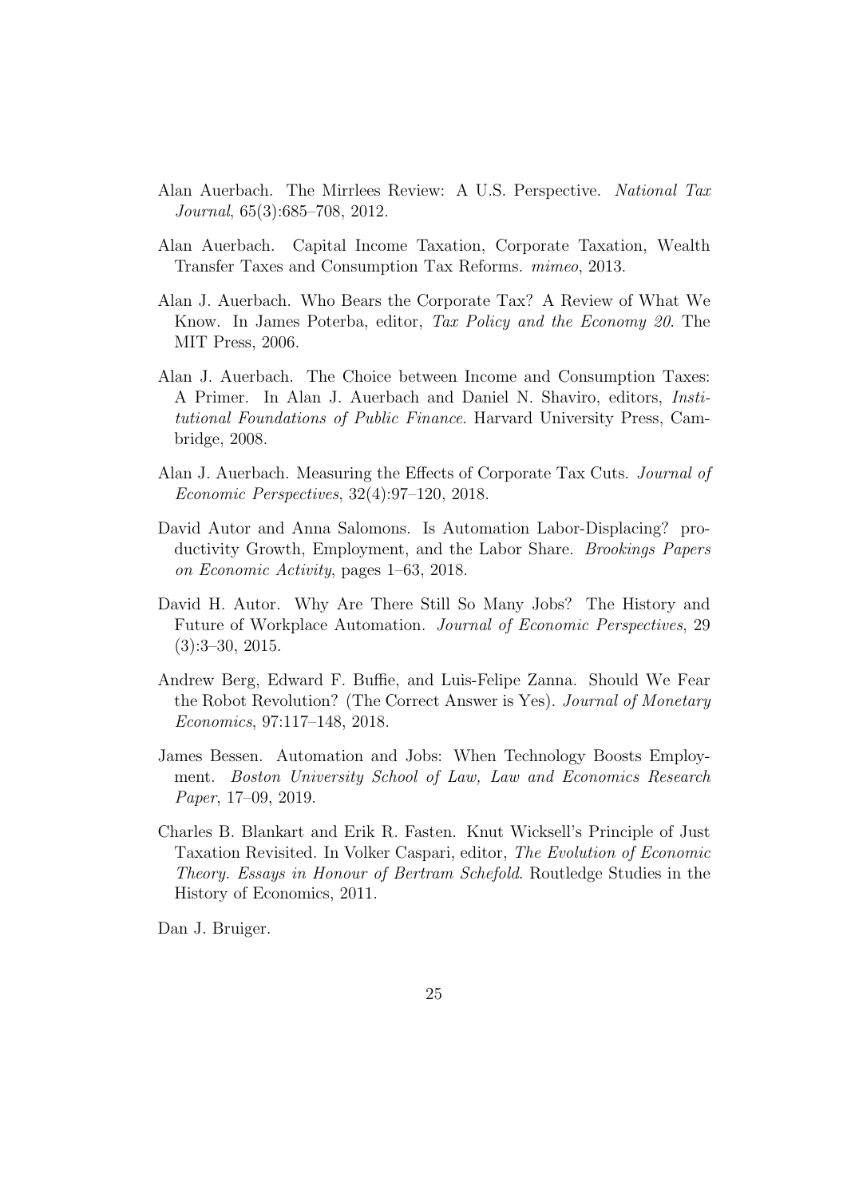Alan Auerbach. The Mirrlees Review: A U.S. Perspective. *National Tax Journal*, 65(3):685–708, 2012.

Alan Auerbach. Capital Income Taxation, Corporate Taxation, Wealth Transfer Taxes and Consumption Tax Reforms. *mimeo*, 2013.

Alan J. Auerbach. Who Bears the Corporate Tax? A Review of What We Know. In James Poterba, editor, *Tax Policy and the Economy 20*. The MIT Press, 2006.

Alan J. Auerbach. The Choice between Income and Consumption Taxes: A Primer. In Alan J. Auerbach and Daniel N. Shaviro, editors, *Institutional Foundations of Public Finance*. Harvard University Press, Cambridge, 2008.

Alan J. Auerbach. Measuring the Effects of Corporate Tax Cuts. *Journal of Economic Perspectives*, 32(4):97–120, 2018.

David Autor and Anna Salomons. Is Automation Labor-Displacing? productivity Growth, Employment, and the Labor Share. *Brookings Papers on Economic Activity*, pages 1–63, 2018.

David H. Autor. Why Are There Still So Many Jobs? The History and Future of Workplace Automation. *Journal of Economic Perspectives*, 29 (3):3–30, 2015.

Andrew Berg, Edward F. Buffie, and Luis-Felipe Zanna. Should We Fear the Robot Revolution? (The Correct Answer is Yes). *Journal of Monetary Economics*, 97:117–148, 2018.

James Bessen. Automation and Jobs: When Technology Boosts Employment. *Boston University School of Law, Law and Economics Research Paper*, 17–09, 2019.

Charles B. Blankart and Erik R. Fasten. Knut Wicksell's Principle of Just Taxation Revisited. In Volker Caspari, editor, *The Evolution of Economic Theory. Essays in Honour of Bertram Schefold*. Routledge Studies in the History of Economics, 2011.

Dan J. Bruiger.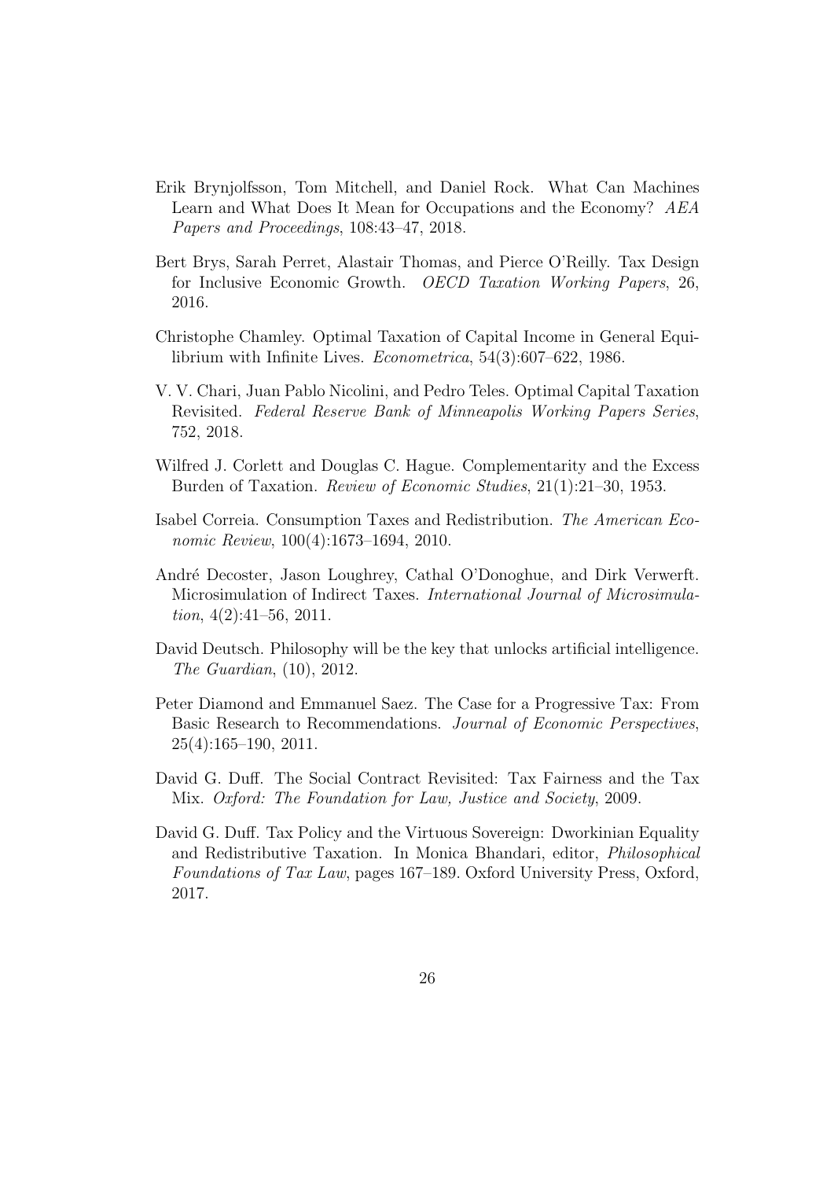Erik Brynjolfsson, Tom Mitchell, and Daniel Rock. What Can Machines Learn and What Does It Mean for Occupations and the Economy? *AEA Papers and Proceedings*, 108:43–47, 2018.

Bert Brys, Sarah Perret, Alastair Thomas, and Pierce O'Reilly. Tax Design for Inclusive Economic Growth. *OECD Taxation Working Papers*, 26, 2016.

Christophe Chamley. Optimal Taxation of Capital Income in General Equilibrium with Infinite Lives. *Econometrica*, 54(3):607–622, 1986.

V. V. Chari, Juan Pablo Nicolini, and Pedro Teles. Optimal Capital Taxation Revisited. *Federal Reserve Bank of Minneapolis Working Papers Series*, 752, 2018.

Wilfred J. Corlett and Douglas C. Hague. Complementarity and the Excess Burden of Taxation. *Review of Economic Studies*, 21(1):21–30, 1953.

Isabel Correia. Consumption Taxes and Redistribution. *The American Economic Review*, 100(4):1673–1694, 2010.

André Decoster, Jason Loughrey, Cathal O'Donoghue, and Dirk Verwerft. Microsimulation of Indirect Taxes. *International Journal of Microsimulation*, 4(2):41–56, 2011.

David Deutsch. Philosophy will be the key that unlocks artificial intelligence. *The Guardian*, (10), 2012.

Peter Diamond and Emmanuel Saez. The Case for a Progressive Tax: From Basic Research to Recommendations. *Journal of Economic Perspectives*, 25(4):165–190, 2011.

David G. Duff. The Social Contract Revisited: Tax Fairness and the Tax Mix. *Oxford: The Foundation for Law, Justice and Society*, 2009.

David G. Duff. Tax Policy and the Virtuous Sovereign: Dworkinian Equality and Redistributive Taxation. In Monica Bhandari, editor, *Philosophical Foundations of Tax Law*, pages 167–189. Oxford University Press, Oxford, 2017.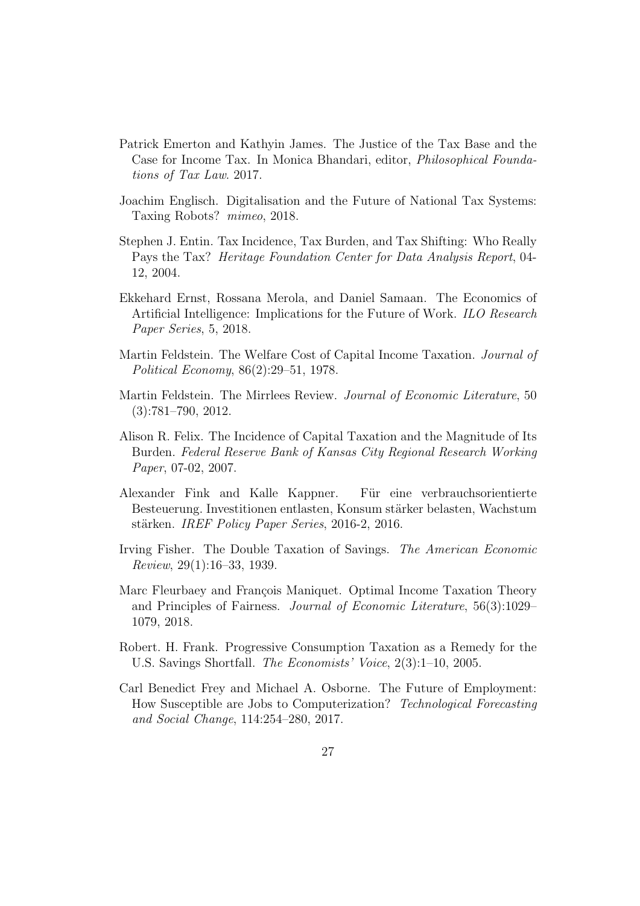Patrick Emerton and Kathyin James. The Justice of the Tax Base and the Case for Income Tax. In Monica Bhandari, editor, *Philosophical Foundations of Tax Law*. 2017.

Joachim Englisch. Digitalisation and the Future of National Tax Systems: Taxing Robots? *mimeo*, 2018.

Stephen J. Entin. Tax Incidence, Tax Burden, and Tax Shifting: Who Really Pays the Tax? *Heritage Foundation Center for Data Analysis Report*, 04-12, 2004.

Ekkehard Ernst, Rossana Merola, and Daniel Samaan. The Economics of Artificial Intelligence: Implications for the Future of Work. *ILO Research Paper Series*, 5, 2018.

Martin Feldstein. The Welfare Cost of Capital Income Taxation. *Journal of Political Economy*, 86(2):29–51, 1978.

Martin Feldstein. The Mirrlees Review. *Journal of Economic Literature*, 50 (3):781–790, 2012.

Alison R. Felix. The Incidence of Capital Taxation and the Magnitude of Its Burden. *Federal Reserve Bank of Kansas City Regional Research Working Paper*, 07-02, 2007.

Alexander Fink and Kalle Kappner. Für eine verbrauchsorientierte Besteuerung. Investitionen entlasten, Konsum stärker belasten, Wachstum stärken. *IREF Policy Paper Series*, 2016-2, 2016.

Irving Fisher. The Double Taxation of Savings. *The American Economic Review*, 29(1):16–33, 1939.

Marc Fleurbaey and François Maniquet. Optimal Income Taxation Theory and Principles of Fairness. *Journal of Economic Literature*, 56(3):1029–1079, 2018.

Robert. H. Frank. Progressive Consumption Taxation as a Remedy for the U.S. Savings Shortfall. *The Economists' Voice*, 2(3):1–10, 2005.

Carl Benedict Frey and Michael A. Osborne. The Future of Employment: How Susceptible are Jobs to Computerization? *Technological Forecasting and Social Change*, 114:254–280, 2017.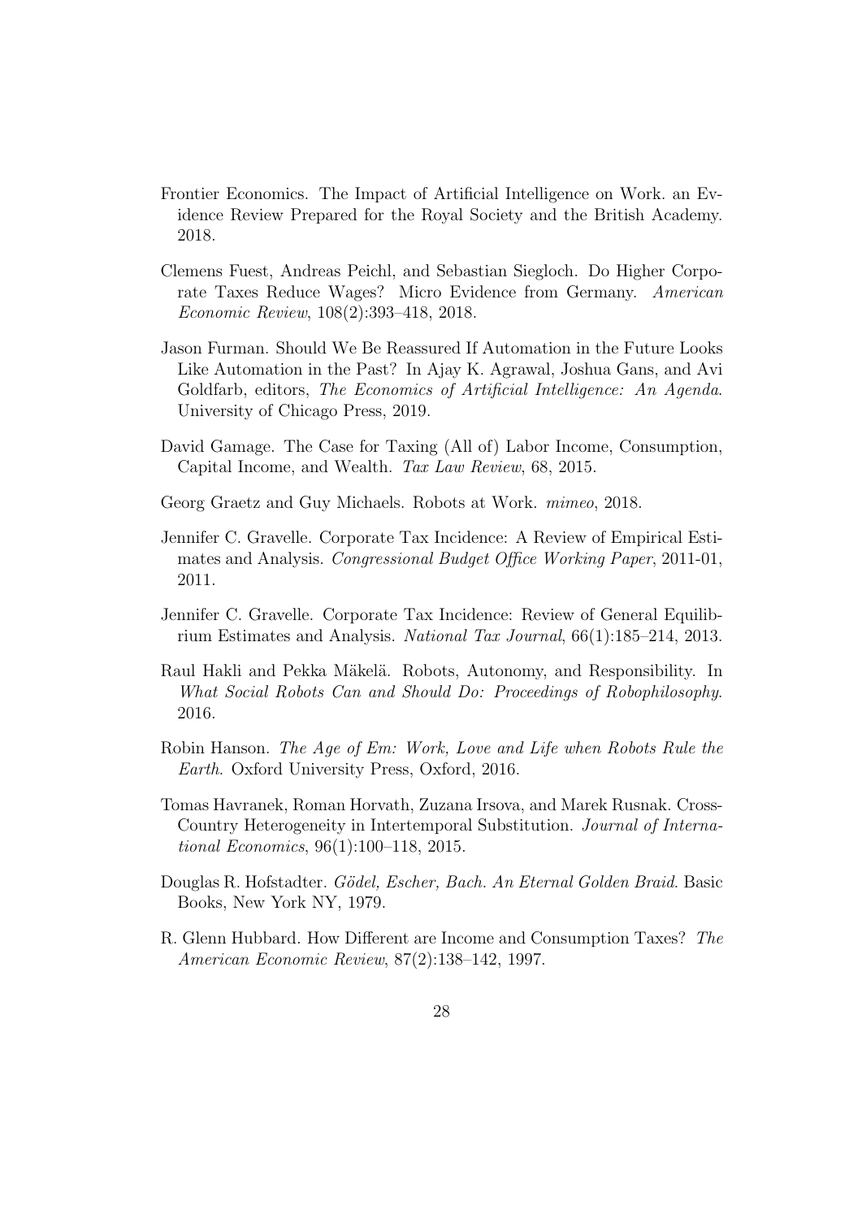Frontier Economics. The Impact of Artificial Intelligence on Work. an Evidence Review Prepared for the Royal Society and the British Academy. 2018.

Clemens Fuest, Andreas Peichl, and Sebastian Siegloch. Do Higher Corporate Taxes Reduce Wages? Micro Evidence from Germany. *American Economic Review*, 108(2):393–418, 2018.

Jason Furman. Should We Be Reassured If Automation in the Future Looks Like Automation in the Past? In Ajay K. Agrawal, Joshua Gans, and Avi Goldfarb, editors, *The Economics of Artificial Intelligence: An Agenda*. University of Chicago Press, 2019.

David Gamage. The Case for Taxing (All of) Labor Income, Consumption, Capital Income, and Wealth. *Tax Law Review*, 68, 2015.

Georg Graetz and Guy Michaels. Robots at Work. *mimeo*, 2018.

Jennifer C. Gravelle. Corporate Tax Incidence: A Review of Empirical Estimates and Analysis. *Congressional Budget Office Working Paper*, 2011-01, 2011.

Jennifer C. Gravelle. Corporate Tax Incidence: Review of General Equilibrium Estimates and Analysis. *National Tax Journal*, 66(1):185–214, 2013.

Raul Hakli and Pekka Mäkelä. Robots, Autonomy, and Responsibility. In *What Social Robots Can and Should Do: Proceedings of Robophilosophy*. 2016.

Robin Hanson. *The Age of Em: Work, Love and Life when Robots Rule the Earth*. Oxford University Press, Oxford, 2016.

Tomas Havranek, Roman Horvath, Zuzana Irsova, and Marek Rusnak. Cross-Country Heterogeneity in Intertemporal Substitution. *Journal of International Economics*, 96(1):100–118, 2015.

Douglas R. Hofstadter. *Gödel, Escher, Bach. An Eternal Golden Braid*. Basic Books, New York NY, 1979.

R. Glenn Hubbard. How Different are Income and Consumption Taxes? *The American Economic Review*, 87(2):138–142, 1997.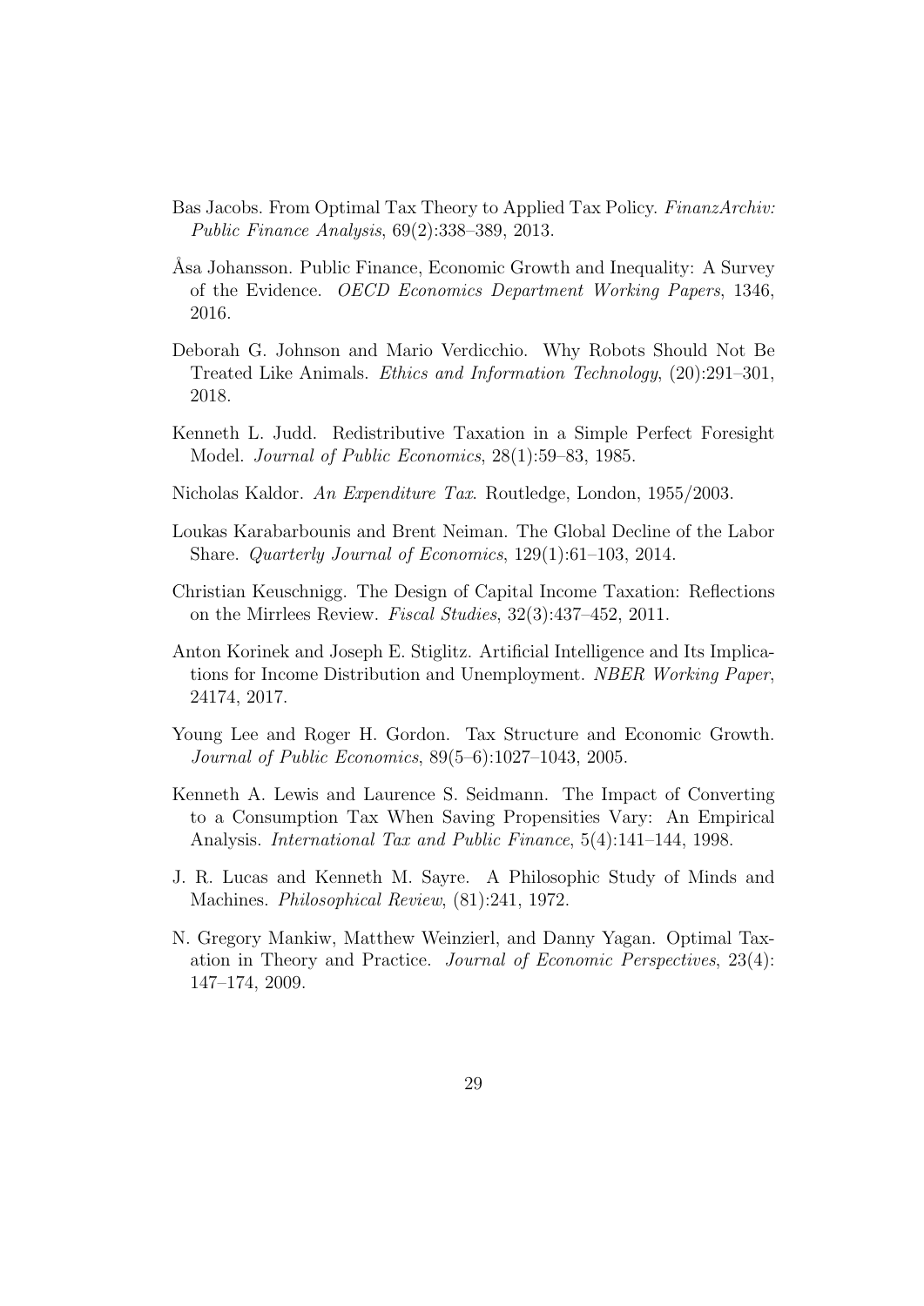Bas Jacobs. From Optimal Tax Theory to Applied Tax Policy. *FinanzArchiv: Public Finance Analysis*, 69(2):338–389, 2013.

Åsa Johansson. Public Finance, Economic Growth and Inequality: A Survey of the Evidence. *OECD Economics Department Working Papers*, 1346, 2016.

Deborah G. Johnson and Mario Verdicchio. Why Robots Should Not Be Treated Like Animals. *Ethics and Information Technology*, (20):291–301, 2018.

Kenneth L. Judd. Redistributive Taxation in a Simple Perfect Foresight Model. *Journal of Public Economics*, 28(1):59–83, 1985.

Nicholas Kaldor. *An Expenditure Tax*. Routledge, London, 1955/2003.

Loukas Karabarbounis and Brent Neiman. The Global Decline of the Labor Share. *Quarterly Journal of Economics*, 129(1):61–103, 2014.

Christian Keuschnigg. The Design of Capital Income Taxation: Reflections on the Mirrlees Review. *Fiscal Studies*, 32(3):437–452, 2011.

Anton Korinek and Joseph E. Stiglitz. Artificial Intelligence and Its Implications for Income Distribution and Unemployment. *NBER Working Paper*, 24174, 2017.

Young Lee and Roger H. Gordon. Tax Structure and Economic Growth. *Journal of Public Economics*, 89(5–6):1027–1043, 2005.

Kenneth A. Lewis and Laurence S. Seidmann. The Impact of Converting to a Consumption Tax When Saving Propensities Vary: An Empirical Analysis. *International Tax and Public Finance*, 5(4):141–144, 1998.

J. R. Lucas and Kenneth M. Sayre. A Philosophic Study of Minds and Machines. *Philosophical Review*, (81):241, 1972.

N. Gregory Mankiw, Matthew Weinzierl, and Danny Yagan. Optimal Taxation in Theory and Practice. *Journal of Economic Perspectives*, 23(4): 147–174, 2009.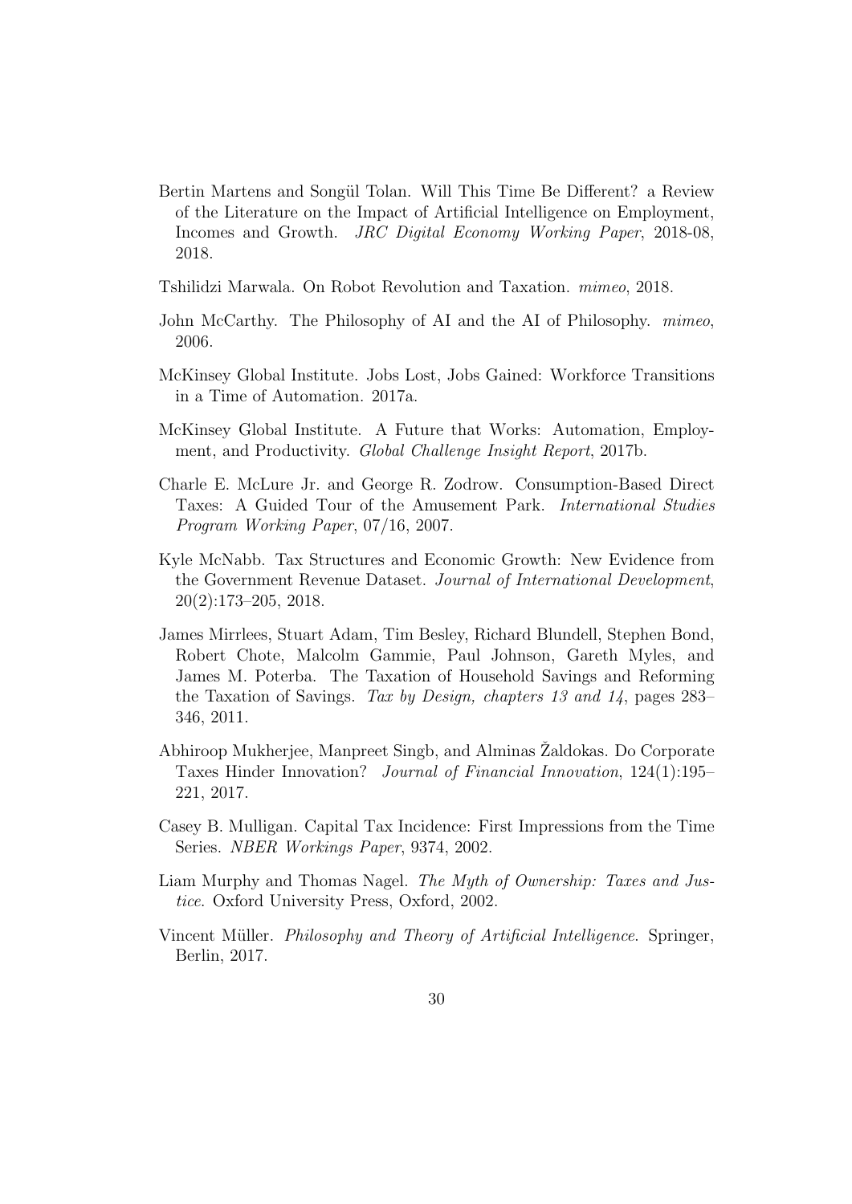Bertin Martens and Songül Tolan. Will This Time Be Different? a Review of the Literature on the Impact of Artificial Intelligence on Employment, Incomes and Growth. *JRC Digital Economy Working Paper*, 2018-08, 2018.

Tshilidzi Marwala. On Robot Revolution and Taxation. *mimeo*, 2018.

John McCarthy. The Philosophy of AI and the AI of Philosophy. *mimeo*, 2006.

McKinsey Global Institute. Jobs Lost, Jobs Gained: Workforce Transitions in a Time of Automation. 2017a.

McKinsey Global Institute. A Future that Works: Automation, Employment, and Productivity. *Global Challenge Insight Report*, 2017b.

Charle E. McLure Jr. and George R. Zodrow. Consumption-Based Direct Taxes: A Guided Tour of the Amusement Park. *International Studies Program Working Paper*, 07/16, 2007.

Kyle McNabb. Tax Structures and Economic Growth: New Evidence from the Government Revenue Dataset. *Journal of International Development*, 20(2):173–205, 2018.

James Mirrlees, Stuart Adam, Tim Besley, Richard Blundell, Stephen Bond, Robert Chote, Malcolm Gammie, Paul Johnson, Gareth Myles, and James M. Poterba. The Taxation of Household Savings and Reforming the Taxation of Savings. *Tax by Design, chapters 13 and 14*, pages 283–346, 2011.

Abhiroop Mukherjee, Manpreet Singb, and Alminas Žaldokas. Do Corporate Taxes Hinder Innovation? *Journal of Financial Innovation*, 124(1):195–221, 2017.

Casey B. Mulligan. Capital Tax Incidence: First Impressions from the Time Series. *NBER Workings Paper*, 9374, 2002.

Liam Murphy and Thomas Nagel. *The Myth of Ownership: Taxes and Justice*. Oxford University Press, Oxford, 2002.

Vincent Müller. *Philosophy and Theory of Artificial Intelligence*. Springer, Berlin, 2017.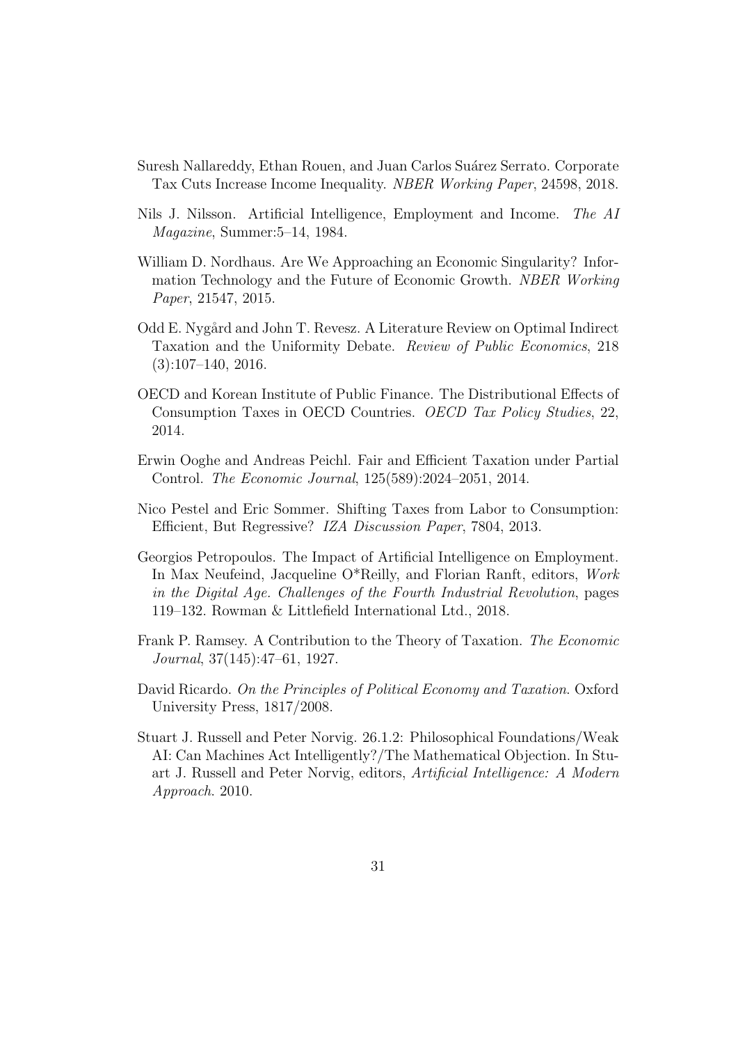Suresh Nallareddy, Ethan Rouen, and Juan Carlos Suárez Serrato. Corporate Tax Cuts Increase Income Inequality. *NBER Working Paper*, 24598, 2018.

Nils J. Nilsson. Artificial Intelligence, Employment and Income. *The AI Magazine*, Summer:5–14, 1984.

William D. Nordhaus. Are We Approaching an Economic Singularity? Information Technology and the Future of Economic Growth. *NBER Working Paper*, 21547, 2015.

Odd E. Nygård and John T. Revesz. A Literature Review on Optimal Indirect Taxation and the Uniformity Debate. *Review of Public Economics*, 218 (3):107–140, 2016.

OECD and Korean Institute of Public Finance. The Distributional Effects of Consumption Taxes in OECD Countries. *OECD Tax Policy Studies*, 22, 2014.

Erwin Ooghe and Andreas Peichl. Fair and Efficient Taxation under Partial Control. *The Economic Journal*, 125(589):2024–2051, 2014.

Nico Pestel and Eric Sommer. Shifting Taxes from Labor to Consumption: Efficient, But Regressive? *IZA Discussion Paper*, 7804, 2013.

Georgios Petropoulos. The Impact of Artificial Intelligence on Employment. In Max Neufeind, Jacqueline O*Reilly, and Florian Ranft, editors, *Work in the Digital Age. Challenges of the Fourth Industrial Revolution*, pages 119–132. Rowman & Littlefield International Ltd., 2018.

Frank P. Ramsey. A Contribution to the Theory of Taxation. *The Economic Journal*, 37(145):47–61, 1927.

David Ricardo. *On the Principles of Political Economy and Taxation*. Oxford University Press, 1817/2008.

Stuart J. Russell and Peter Norvig. 26.1.2: Philosophical Foundations/Weak AI: Can Machines Act Intelligently?/The Mathematical Objection. In Stuart J. Russell and Peter Norvig, editors, *Artificial Intelligence: A Modern Approach*. 2010.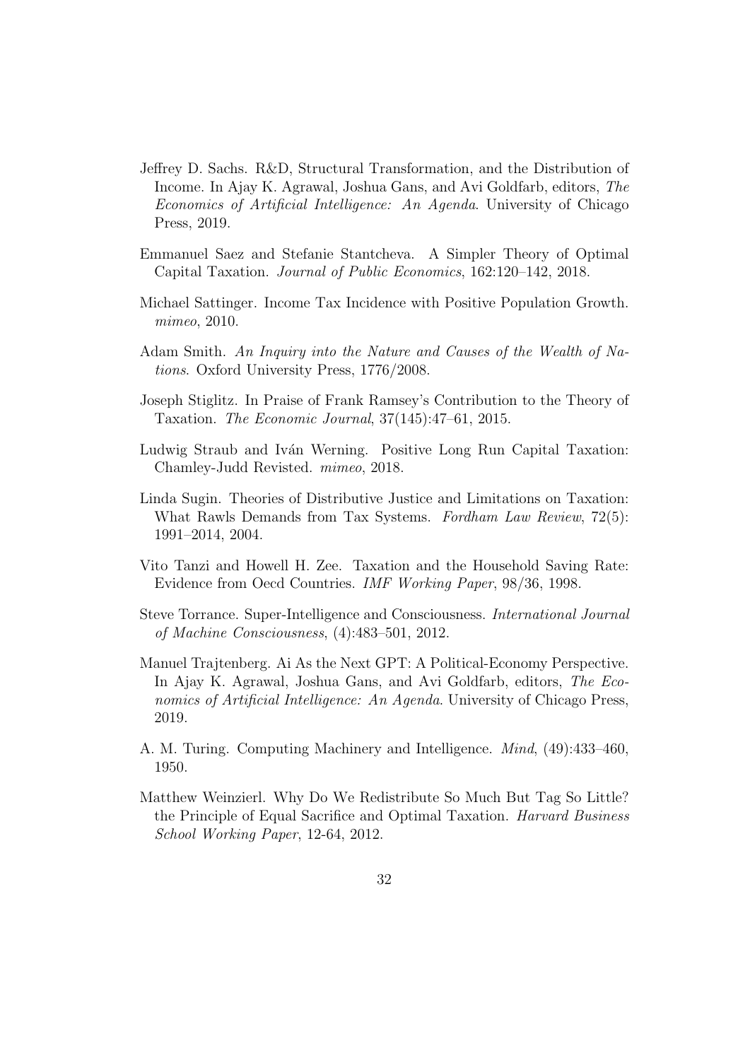Jeffrey D. Sachs. R&D, Structural Transformation, and the Distribution of Income. In Ajay K. Agrawal, Joshua Gans, and Avi Goldfarb, editors, *The Economics of Artificial Intelligence: An Agenda*. University of Chicago Press, 2019.

Emmanuel Saez and Stefanie Stantcheva. A Simpler Theory of Optimal Capital Taxation. *Journal of Public Economics*, 162:120–142, 2018.

Michael Sattinger. Income Tax Incidence with Positive Population Growth. *mimeo*, 2010.

Adam Smith. *An Inquiry into the Nature and Causes of the Wealth of Nations*. Oxford University Press, 1776/2008.

Joseph Stiglitz. In Praise of Frank Ramsey's Contribution to the Theory of Taxation. *The Economic Journal*, 37(145):47–61, 2015.

Ludwig Straub and Iván Werning. Positive Long Run Capital Taxation: Chamley-Judd Revisted. *mimeo*, 2018.

Linda Sugin. Theories of Distributive Justice and Limitations on Taxation: What Rawls Demands from Tax Systems. *Fordham Law Review*, 72(5): 1991–2014, 2004.

Vito Tanzi and Howell H. Zee. Taxation and the Household Saving Rate: Evidence from Oecd Countries. *IMF Working Paper*, 98/36, 1998.

Steve Torrance. Super-Intelligence and Consciousness. *International Journal of Machine Consciousness*, (4):483–501, 2012.

Manuel Trajtenberg. Ai As the Next GPT: A Political-Economy Perspective. In Ajay K. Agrawal, Joshua Gans, and Avi Goldfarb, editors, *The Economics of Artificial Intelligence: An Agenda*. University of Chicago Press, 2019.

A. M. Turing. Computing Machinery and Intelligence. *Mind*, (49):433–460, 1950.

Matthew Weinzierl. Why Do We Redistribute So Much But Tag So Little? the Principle of Equal Sacrifice and Optimal Taxation. *Harvard Business School Working Paper*, 12-64, 2012.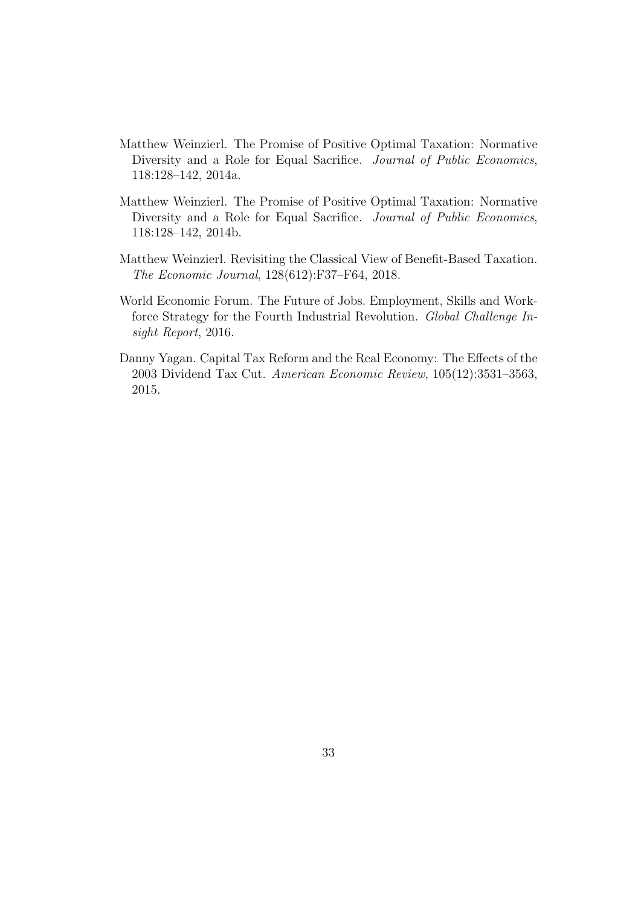Matthew Weinzierl. The Promise of Positive Optimal Taxation: Normative Diversity and a Role for Equal Sacrifice. *Journal of Public Economics*, 118:128–142, 2014a.

Matthew Weinzierl. The Promise of Positive Optimal Taxation: Normative Diversity and a Role for Equal Sacrifice. *Journal of Public Economics*, 118:128–142, 2014b.

Matthew Weinzierl. Revisiting the Classical View of Benefit-Based Taxation. *The Economic Journal*, 128(612):F37–F64, 2018.

World Economic Forum. The Future of Jobs. Employment, Skills and Workforce Strategy for the Fourth Industrial Revolution. *Global Challenge Insight Report*, 2016.

Danny Yagan. Capital Tax Reform and the Real Economy: The Effects of the 2003 Dividend Tax Cut. *American Economic Review*, 105(12):3531–3563, 2015.